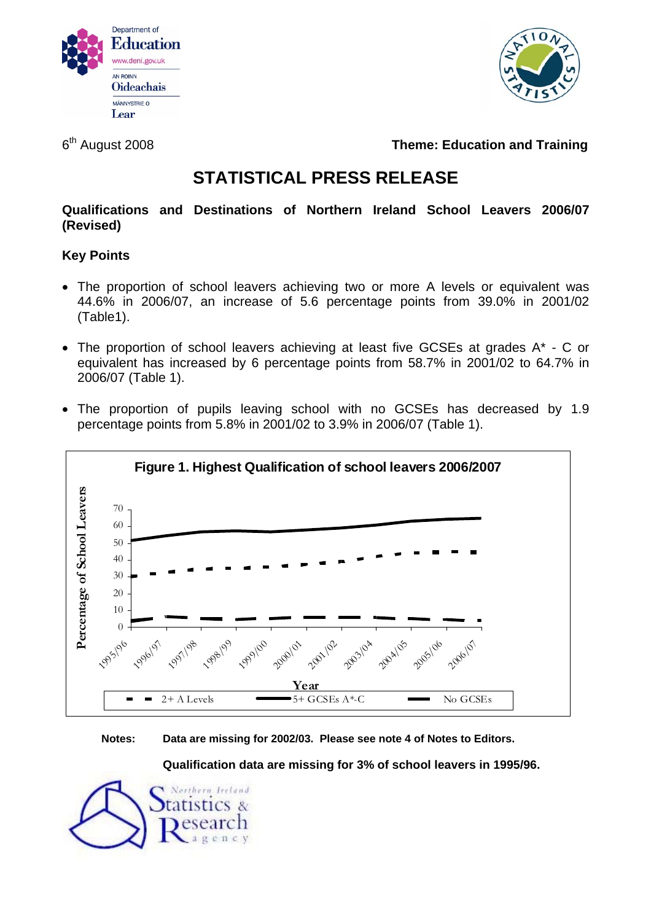6th August 2008

**Theme: Education and Training**

# STATISTICAL PRESS RELEASE

**Qualifications and Destinations of Northern Ireland School Leavers 2006/07 (Revised)**

## Key Points

- The proportion of school leavers achieving two or more A levels or equivalent was 44.6% in 2006/07, an increase of 5.6 percentage points from 39.0% in 2001/02 (Table1).
- The proportion of school leavers achieving at least five GCSEs at grades A* - C or equivalent has increased by 6 percentage points from 58.7% in 2001/02 to 64.7% in 2006/07 (Table 1).
- The proportion of pupils leaving school with no GCSEs has decreased by 1.9 percentage points from 5.8% in 2001/02 to 3.9% in 2006/07 (Table 1).

**Figure 1. Highest Qualification of school leavers 2006/2007**

**Notes:** **Data are missing for 2002/03. Please see note 4 of Notes to Editors.**

**Qualification data are missing for 3% of school leavers in 1995/96.**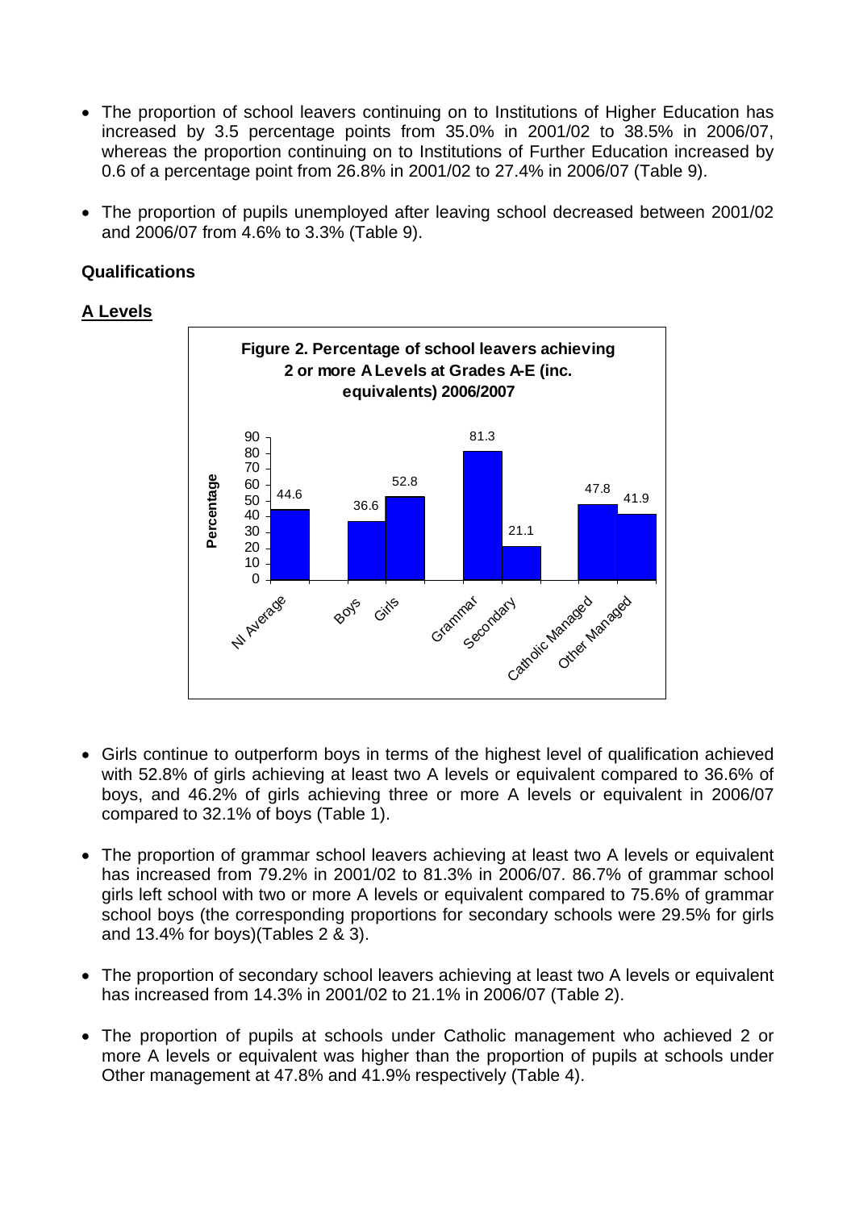- The proportion of school leavers continuing on to Institutions of Higher Education has increased by 3.5 percentage points from 35.0% in 2001/02 to 38.5% in 2006/07, whereas the proportion continuing on to Institutions of Further Education increased by 0.6 of a percentage point from 26.8% in 2001/02 to 27.4% in 2006/07 (Table 9).

- The proportion of pupils unemployed after leaving school decreased between 2001/02 and 2006/07 from 4.6% to 3.3% (Table 9).

## Qualifications

### A Levels

**Figure 2. Percentage of school leavers achieving 2 or more A Levels at Grades A-E (inc. equivalents) 2006/2007**

| | Percentage |
|---|---|
| NI Average | 44.6 |
| Boys | 36.6 |
| Girls | 52.8 |
| Grammar | 81.3 |
| Secondary | 21.1 |
| Catholic Managed | 47.8 |
| Other Managed | 41.9 |

- Girls continue to outperform boys in terms of the highest level of qualification achieved with 52.8% of girls achieving at least two A levels or equivalent compared to 36.6% of boys, and 46.2% of girls achieving three or more A levels or equivalent in 2006/07 compared to 32.1% of boys (Table 1).

- The proportion of grammar school leavers achieving at least two A levels or equivalent has increased from 79.2% in 2001/02 to 81.3% in 2006/07. 86.7% of grammar school girls left school with two or more A levels or equivalent compared to 75.6% of grammar school boys (the corresponding proportions for secondary schools were 29.5% for girls and 13.4% for boys)(Tables 2 & 3).

- The proportion of secondary school leavers achieving at least two A levels or equivalent has increased from 14.3% in 2001/02 to 21.1% in 2006/07 (Table 2).

- The proportion of pupils at schools under Catholic management who achieved 2 or more A levels or equivalent was higher than the proportion of pupils at schools under Other management at 47.8% and 41.9% respectively (Table 4).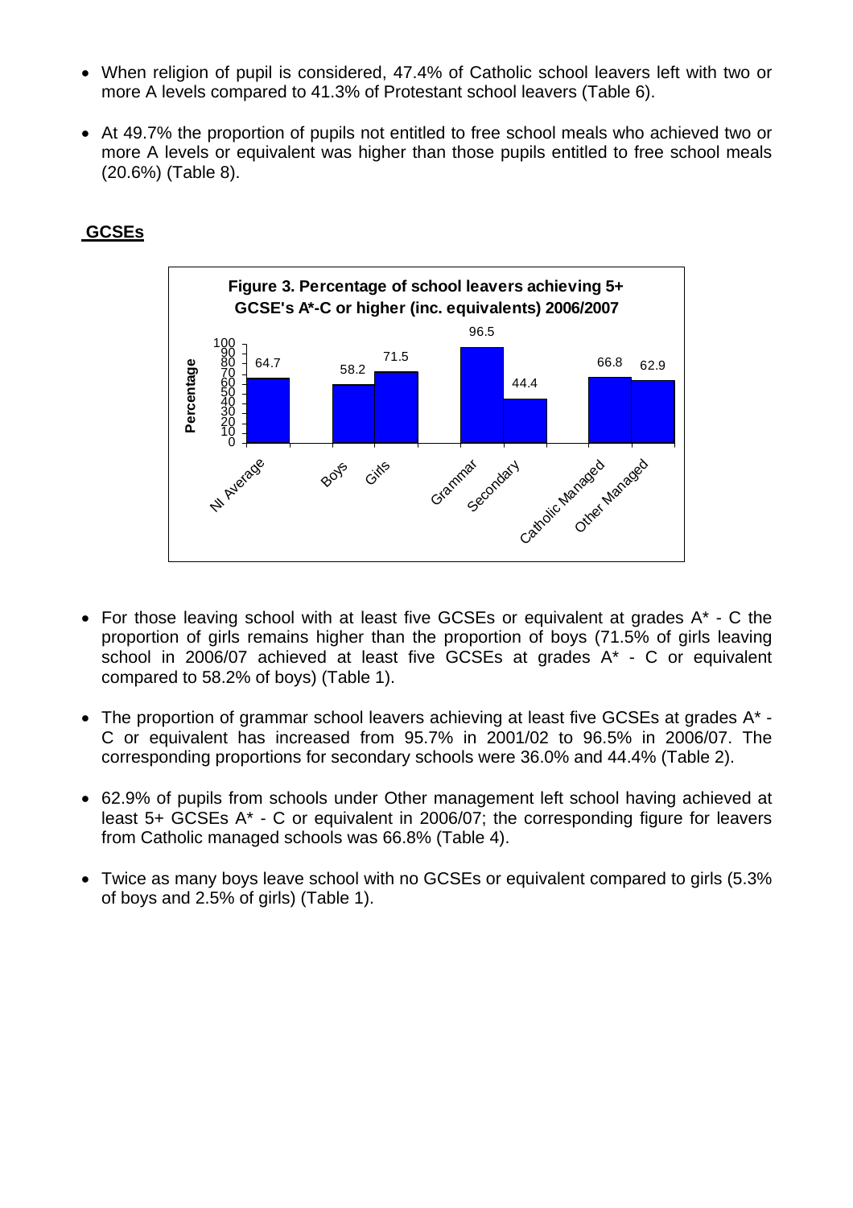- When religion of pupil is considered, 47.4% of Catholic school leavers left with two or more A levels compared to 41.3% of Protestant school leavers (Table 6).

- At 49.7% the proportion of pupils not entitled to free school meals who achieved two or more A levels or equivalent was higher than those pupils entitled to free school meals (20.6%) (Table 8).

## GCSEs

**Figure 3. Percentage of school leavers achieving 5+ GCSE's A*-C or higher (inc. equivalents) 2006/2007**

| Category | Percentage |
| --- | --- |
| NI Average | 64.7 |
| Boys | 58.2 |
| Girls | 71.5 |
| Grammar | 96.5 |
| Secondary | 44.4 |
| Catholic Managed | 66.8 |
| Other Managed | 62.9 |

- For those leaving school with at least five GCSEs or equivalent at grades A* - C the proportion of girls remains higher than the proportion of boys (71.5% of girls leaving school in 2006/07 achieved at least five GCSEs at grades A* - C or equivalent compared to 58.2% of boys) (Table 1).

- The proportion of grammar school leavers achieving at least five GCSEs at grades A* - C or equivalent has increased from 95.7% in 2001/02 to 96.5% in 2006/07. The corresponding proportions for secondary schools were 36.0% and 44.4% (Table 2).

- 62.9% of pupils from schools under Other management left school having achieved at least 5+ GCSEs A* - C or equivalent in 2006/07; the corresponding figure for leavers from Catholic managed schools was 66.8% (Table 4).

- Twice as many boys leave school with no GCSEs or equivalent compared to girls (5.3% of boys and 2.5% of girls) (Table 1).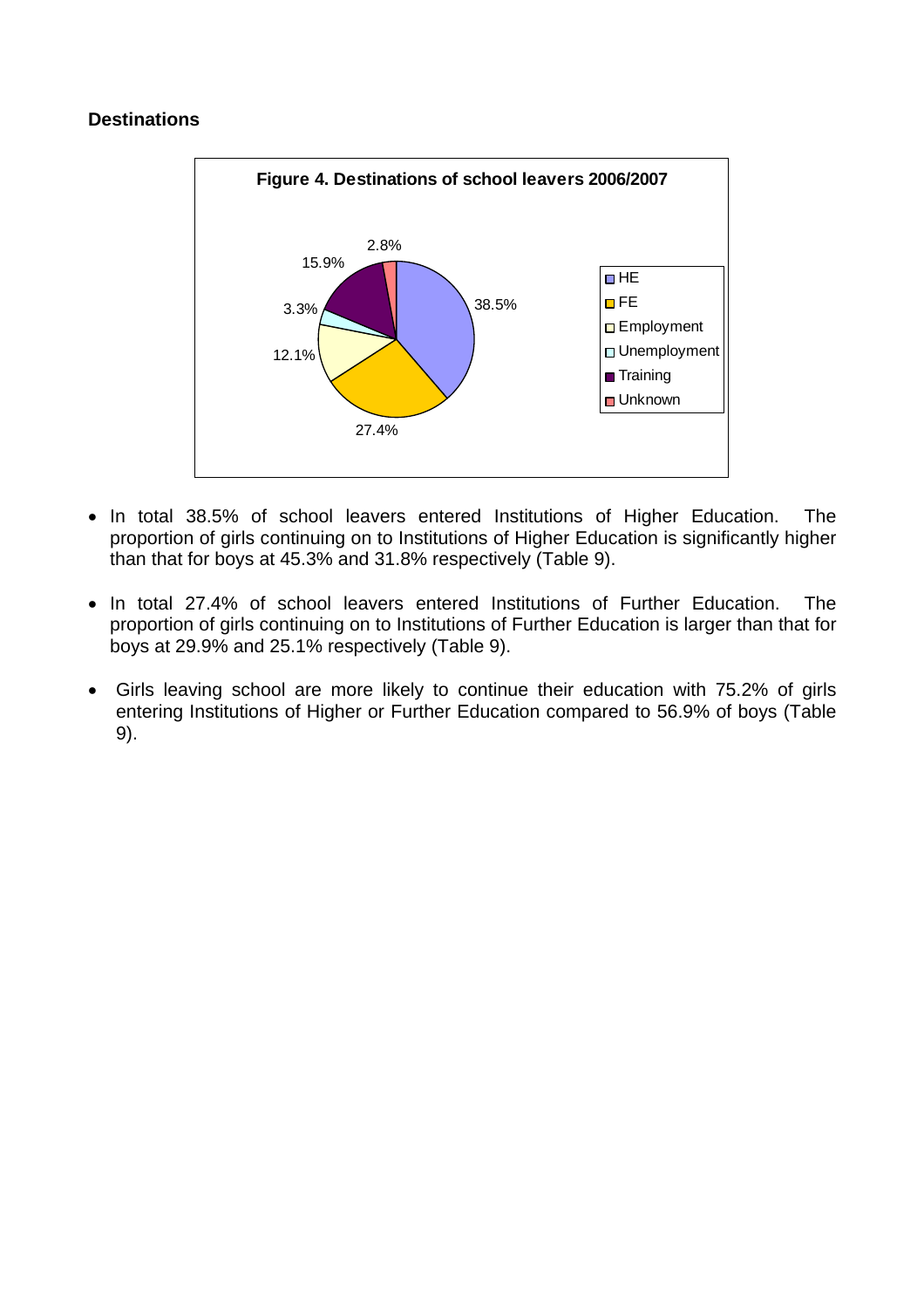### Destinations

**Figure 4. Destinations of school leavers 2006/2007**

| Destination | % |
|---|---|
| HE | 38.5% |
| FE | 27.4% |
| Employment | 12.1% |
| Unemployment | 3.3% |
| Training | 15.9% |
| Unknown | 2.8% |

- In total 38.5% of school leavers entered Institutions of Higher Education. The proportion of girls continuing on to Institutions of Higher Education is significantly higher than that for boys at 45.3% and 31.8% respectively (Table 9).
- In total 27.4% of school leavers entered Institutions of Further Education. The proportion of girls continuing on to Institutions of Further Education is larger than that for boys at 29.9% and 25.1% respectively (Table 9).
- Girls leaving school are more likely to continue their education with 75.2% of girls entering Institutions of Higher or Further Education compared to 56.9% of boys (Table 9).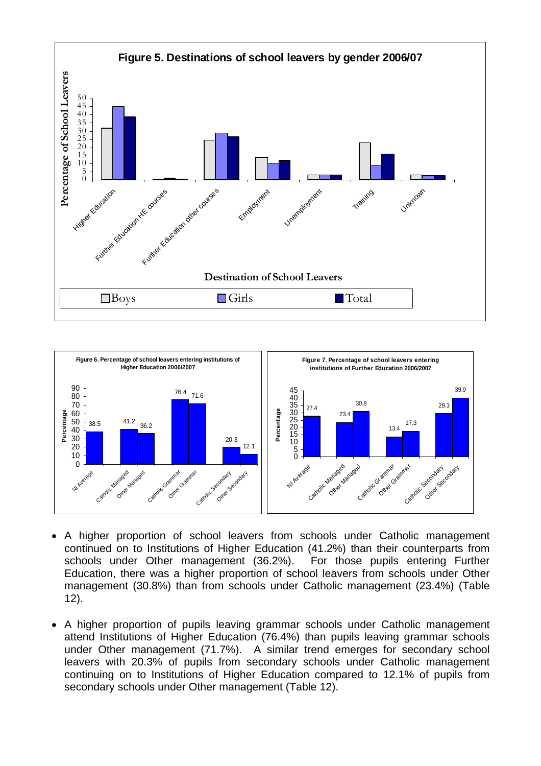**Figure 5. Destinations of school leavers by gender 2006/07**

**Figure 6. Percentage of school leavers entering institutions of Higher Education 2006/2007**

**Figure 7. Percentage of school leavers entering institutions of Further Education 2006/2007**

- A higher proportion of school leavers from schools under Catholic management continued on to Institutions of Higher Education (41.2%) than their counterparts from schools under Other management (36.2%). For those pupils entering Further Education, there was a higher proportion of school leavers from schools under Other management (30.8%) than from schools under Catholic management (23.4%) (Table 12).

- A higher proportion of pupils leaving grammar schools under Catholic management attend Institutions of Higher Education (76.4%) than pupils leaving grammar schools under Other management (71.7%). A similar trend emerges for secondary school leavers with 20.3% of pupils from secondary schools under Catholic management continuing on to Institutions of Higher Education compared to 12.1% of pupils from secondary schools under Other management (Table 12).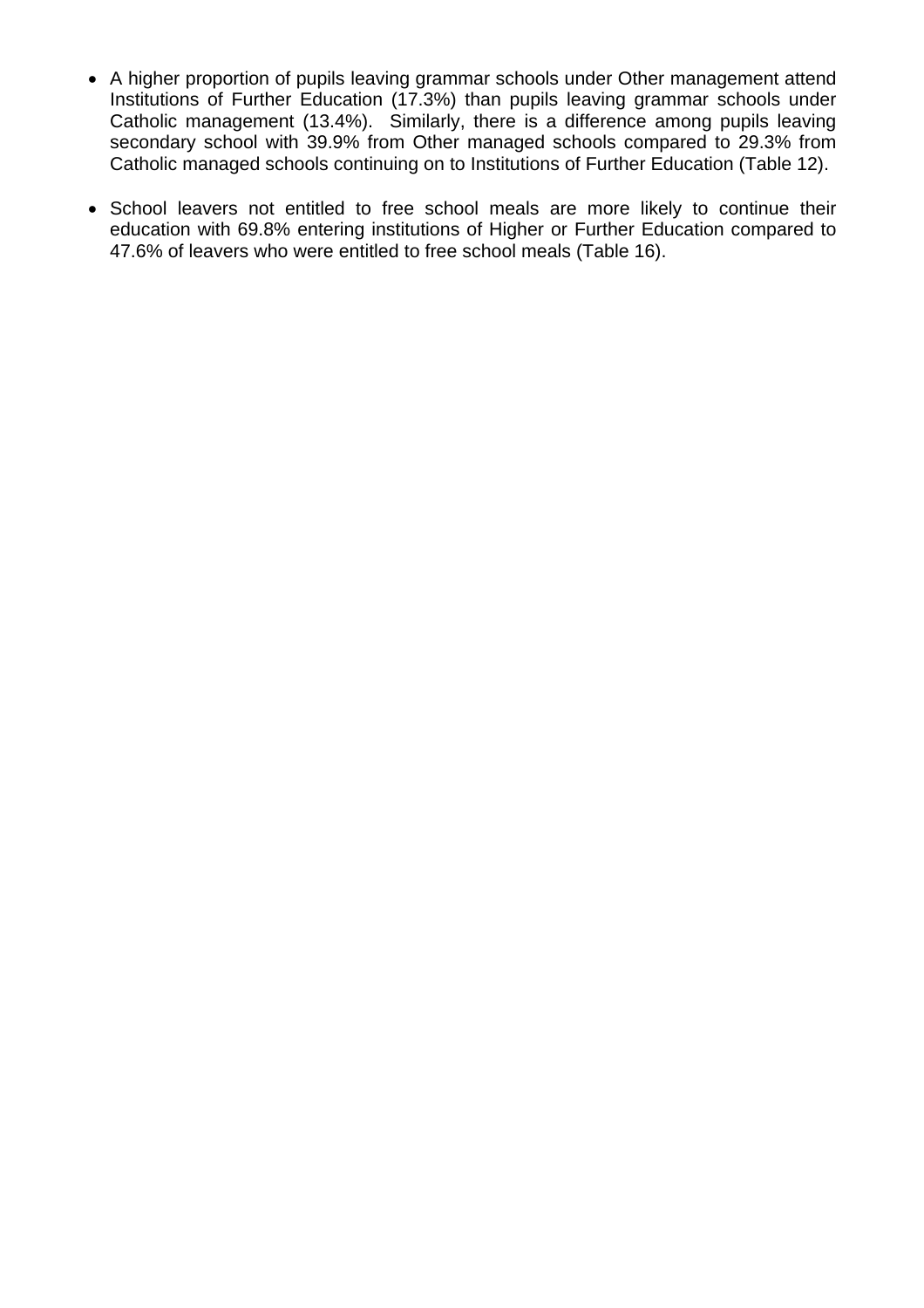- A higher proportion of pupils leaving grammar schools under Other management attend Institutions of Further Education (17.3%) than pupils leaving grammar schools under Catholic management (13.4%). Similarly, there is a difference among pupils leaving secondary school with 39.9% from Other managed schools compared to 29.3% from Catholic managed schools continuing on to Institutions of Further Education (Table 12).

- School leavers not entitled to free school meals are more likely to continue their education with 69.8% entering institutions of Higher or Further Education compared to 47.6% of leavers who were entitled to free school meals (Table 16).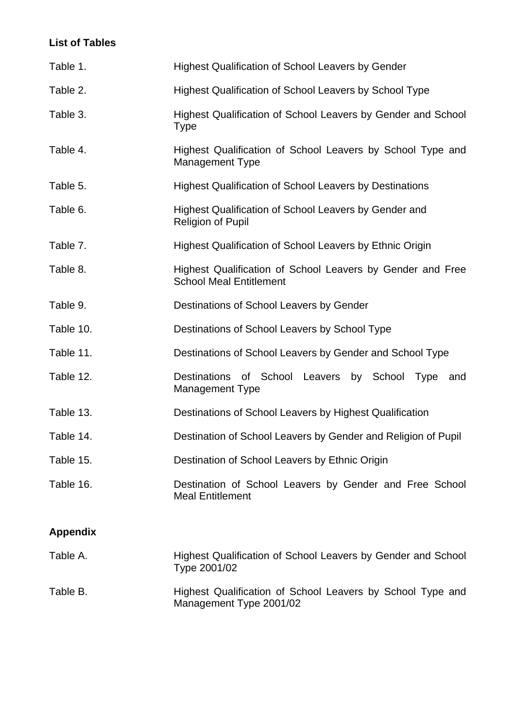## List of Tables

| | |
|---|---|
| Table 1. | Highest Qualification of School Leavers by Gender |
| Table 2. | Highest Qualification of School Leavers by School Type |
| Table 3. | Highest Qualification of School Leavers by Gender and School Type |
| Table 4. | Highest Qualification of School Leavers by School Type and Management Type |
| Table 5. | Highest Qualification of School Leavers by Destinations |
| Table 6. | Highest Qualification of School Leavers by Gender and Religion of Pupil |
| Table 7. | Highest Qualification of School Leavers by Ethnic Origin |
| Table 8. | Highest Qualification of School Leavers by Gender and Free School Meal Entitlement |
| Table 9. | Destinations of School Leavers by Gender |
| Table 10. | Destinations of School Leavers by School Type |
| Table 11. | Destinations of School Leavers by Gender and School Type |
| Table 12. | Destinations of School Leavers by School Type and Management Type |
| Table 13. | Destinations of School Leavers by Highest Qualification |
| Table 14. | Destination of School Leavers by Gender and Religion of Pupil |
| Table 15. | Destination of School Leavers by Ethnic Origin |
| Table 16. | Destination of School Leavers by Gender and Free School Meal Entitlement |

## Appendix

| | |
|---|---|
| Table A. | Highest Qualification of School Leavers by Gender and School Type 2001/02 |
| Table B. | Highest Qualification of School Leavers by School Type and Management Type 2001/02 |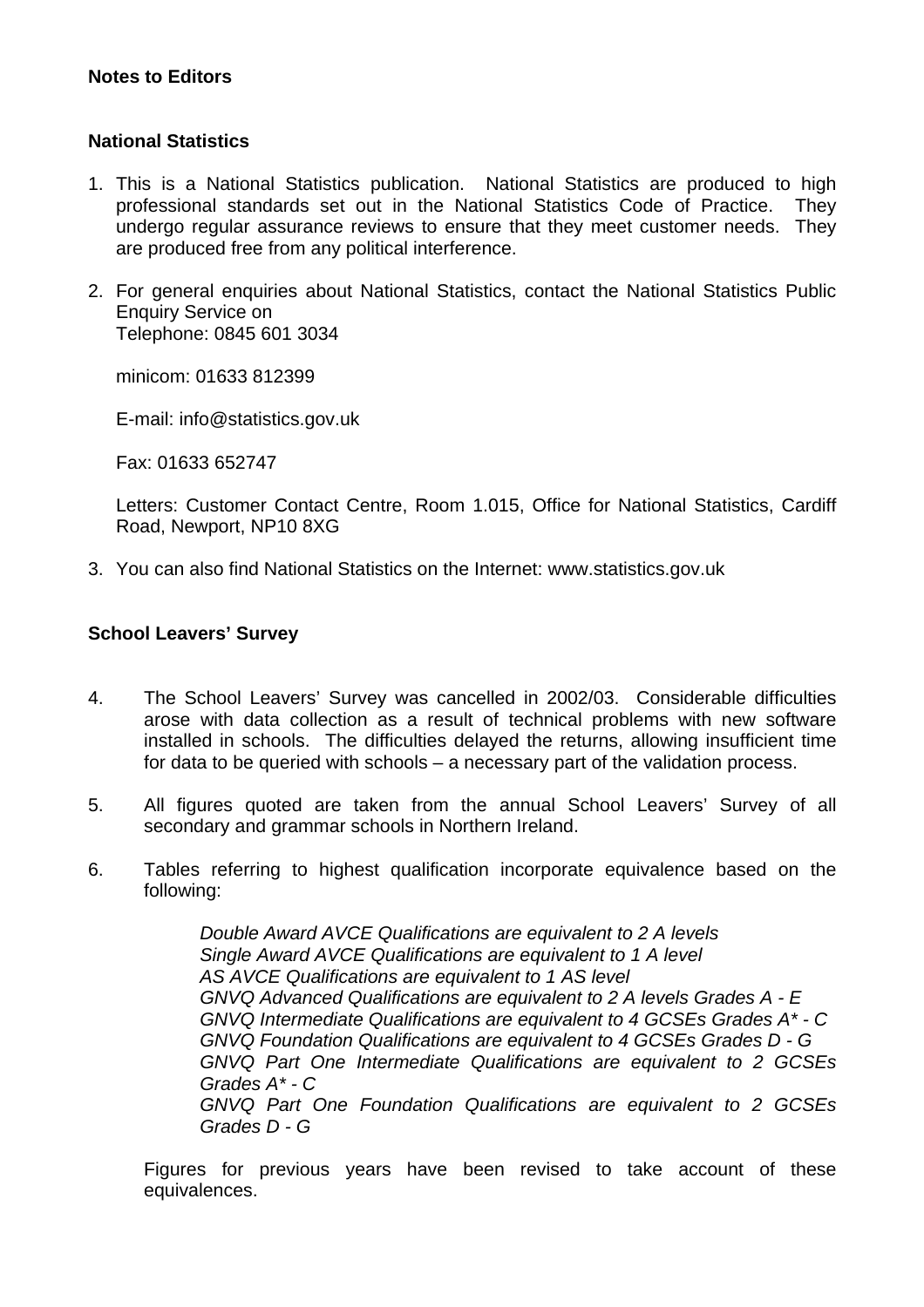**Notes to Editors**

**National Statistics**

1. This is a National Statistics publication. National Statistics are produced to high professional standards set out in the National Statistics Code of Practice. They undergo regular assurance reviews to ensure that they meet customer needs. They are produced free from any political interference.

2. For general enquiries about National Statistics, contact the National Statistics Public Enquiry Service on
   Telephone: 0845 601 3034

   minicom: 01633 812399

   E-mail: info@statistics.gov.uk

   Fax: 01633 652747

   Letters: Customer Contact Centre, Room 1.015, Office for National Statistics, Cardiff Road, Newport, NP10 8XG

3. You can also find National Statistics on the Internet: www.statistics.gov.uk

**School Leavers' Survey**

4. The School Leavers' Survey was cancelled in 2002/03. Considerable difficulties arose with data collection as a result of technical problems with new software installed in schools. The difficulties delayed the returns, allowing insufficient time for data to be queried with schools – a necessary part of the validation process.

5. All figures quoted are taken from the annual School Leavers' Survey of all secondary and grammar schools in Northern Ireland.

6. Tables referring to highest qualification incorporate equivalence based on the following:

   *Double Award AVCE Qualifications are equivalent to 2 A levels*
   *Single Award AVCE Qualifications are equivalent to 1 A level*
   *AS AVCE Qualifications are equivalent to 1 AS level*
   *GNVQ Advanced Qualifications are equivalent to 2 A levels Grades A - E*
   *GNVQ Intermediate Qualifications are equivalent to 4 GCSEs Grades A* - C*
   *GNVQ Foundation Qualifications are equivalent to 4 GCSEs Grades D - G*
   *GNVQ Part One Intermediate Qualifications are equivalent to 2 GCSEs Grades A* - C*
   *GNVQ Part One Foundation Qualifications are equivalent to 2 GCSEs Grades D - G*

   Figures for previous years have been revised to take account of these equivalences.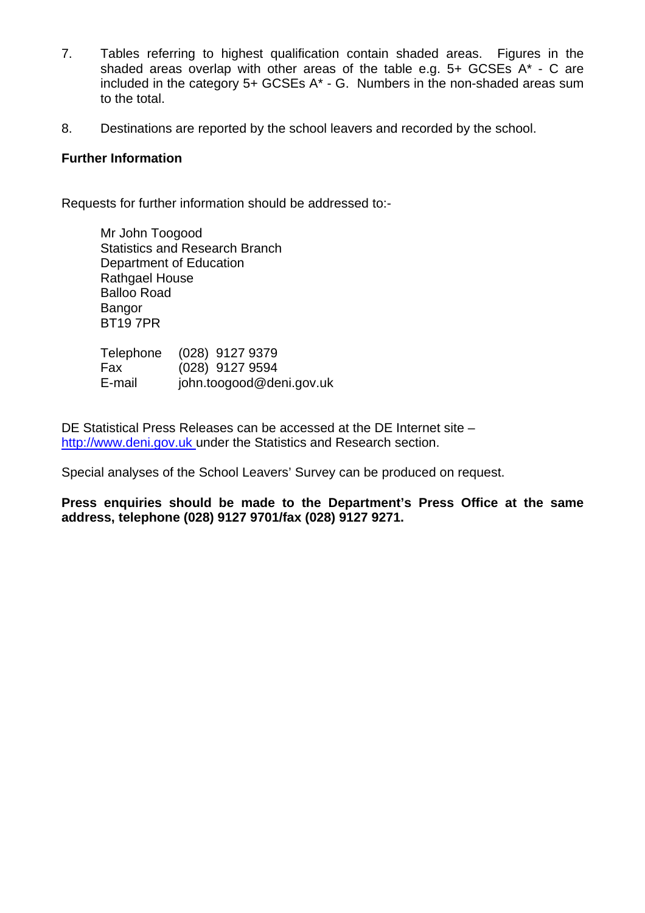7. Tables referring to highest qualification contain shaded areas. Figures in the shaded areas overlap with other areas of the table e.g. 5+ GCSEs A* - C are included in the category 5+ GCSEs A* - G. Numbers in the non-shaded areas sum to the total.

8. Destinations are reported by the school leavers and recorded by the school.

**Further Information**

Requests for further information should be addressed to:-

Mr John Toogood
Statistics and Research Branch
Department of Education
Rathgael House
Balloo Road
Bangor
BT19 7PR

Telephone (028) 9127 9379
Fax (028) 9127 9594
E-mail john.toogood@deni.gov.uk

DE Statistical Press Releases can be accessed at the DE Internet site – http://www.deni.gov.uk under the Statistics and Research section.

Special analyses of the School Leavers' Survey can be produced on request.

**Press enquiries should be made to the Department's Press Office at the same address, telephone (028) 9127 9701/fax (028) 9127 9271.**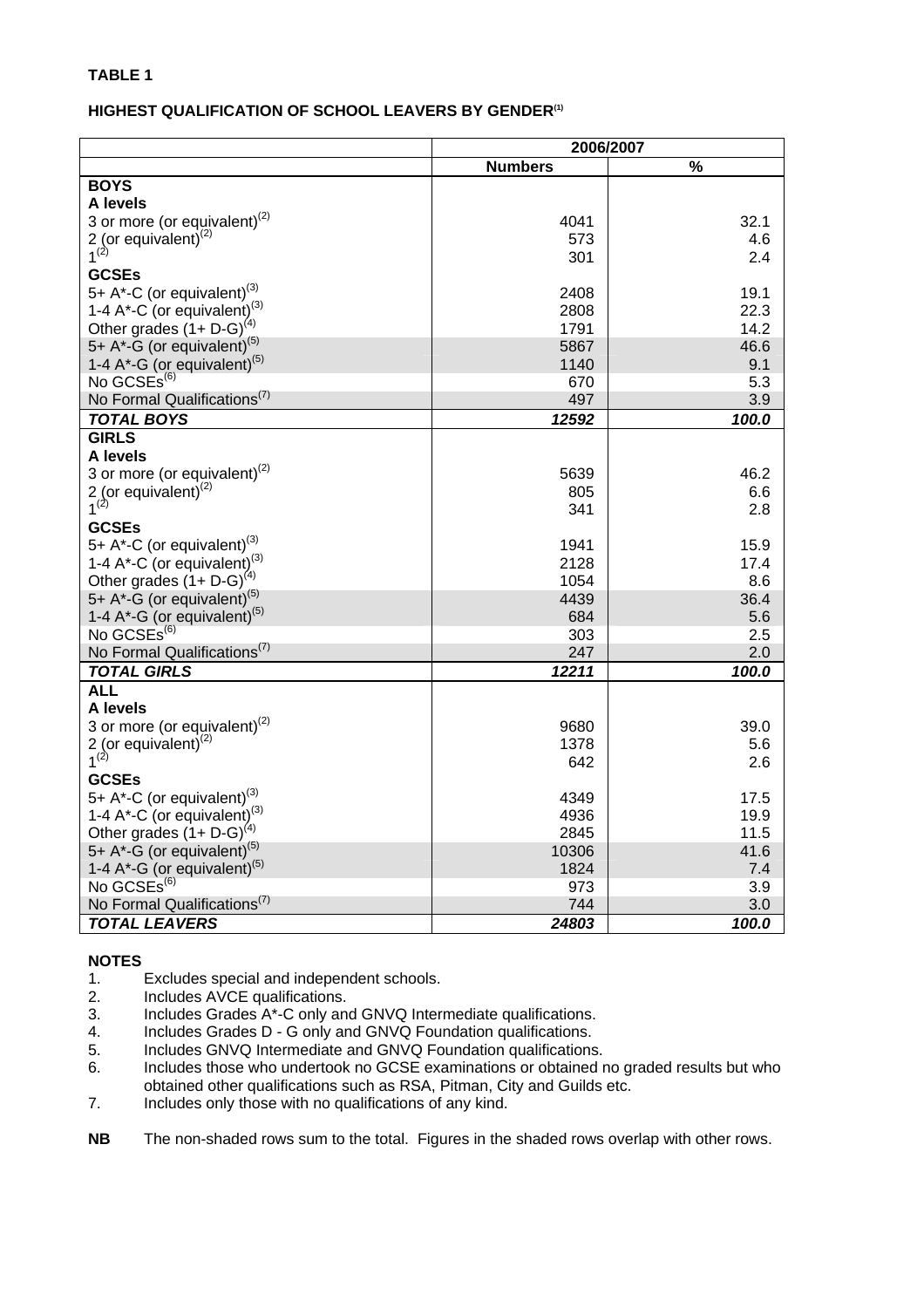**TABLE 1**

**HIGHEST QUALIFICATION OF SCHOOL LEAVERS BY GENDER[1]**

| | 2006/2007 | |
|---|---|---|
| | **Numbers** | **%** |
| **BOYS** | | |
| **A levels** | | |
| 3 or more (or equivalent)[2] | 4041 | 32.1 |
| 2 (or equivalent)[2] | 573 | 4.6 |
| 1[2] | 301 | 2.4 |
| **GCSEs** | | |
| 5+ A*-C (or equivalent)[3] | 2408 | 19.1 |
| 1-4 A*-C (or equivalent)[3] | 2808 | 22.3 |
| Other grades (1+ D-G)[4] | 1791 | 14.2 |
| 5+ A*-G (or equivalent)[5] | 5867 | 46.6 |
| 1-4 A*-G (or equivalent)[5] | 1140 | 9.1 |
| No GCSEs[6] | 670 | 5.3 |
| No Formal Qualifications[7] | 497 | 3.9 |
| ***TOTAL BOYS*** | ***12592*** | ***100.0*** |
| **GIRLS** | | |
| **A levels** | | |
| 3 or more (or equivalent)[2] | 5639 | 46.2 |
| 2 (or equivalent)[2] | 805 | 6.6 |
| 1[2] | 341 | 2.8 |
| **GCSEs** | | |
| 5+ A*-C (or equivalent)[3] | 1941 | 15.9 |
| 1-4 A*-C (or equivalent)[3] | 2128 | 17.4 |
| Other grades (1+ D-G)[4] | 1054 | 8.6 |
| 5+ A*-G (or equivalent)[5] | 4439 | 36.4 |
| 1-4 A*-G (or equivalent)[5] | 684 | 5.6 |
| No GCSEs[6] | 303 | 2.5 |
| No Formal Qualifications[7] | 247 | 2.0 |
| ***TOTAL GIRLS*** | ***12211*** | ***100.0*** |
| **ALL** | | |
| **A levels** | | |
| 3 or more (or equivalent)[2] | 9680 | 39.0 |
| 2 (or equivalent)[2] | 1378 | 5.6 |
| 1[2] | 642 | 2.6 |
| **GCSEs** | | |
| 5+ A*-C (or equivalent)[3] | 4349 | 17.5 |
| 1-4 A*-C (or equivalent)[3] | 4936 | 19.9 |
| Other grades (1+ D-G)[4] | 2845 | 11.5 |
| 5+ A*-G (or equivalent)[5] | 10306 | 41.6 |
| 1-4 A*-G (or equivalent)[5] | 1824 | 7.4 |
| No GCSEs[6] | 973 | 3.9 |
| No Formal Qualifications[7] | 744 | 3.0 |
| ***TOTAL LEAVERS*** | ***24803*** | ***100.0*** |

**NOTES**

1. Excludes special and independent schools.
2. Includes AVCE qualifications.
3. Includes Grades A*-C only and GNVQ Intermediate qualifications.
4. Includes Grades D - G only and GNVQ Foundation qualifications.
5. Includes GNVQ Intermediate and GNVQ Foundation qualifications.
6. Includes those who undertook no GCSE examinations or obtained no graded results but who obtained other qualifications such as RSA, Pitman, City and Guilds etc.
7. Includes only those with no qualifications of any kind.

**NB** The non-shaded rows sum to the total. Figures in the shaded rows overlap with other rows.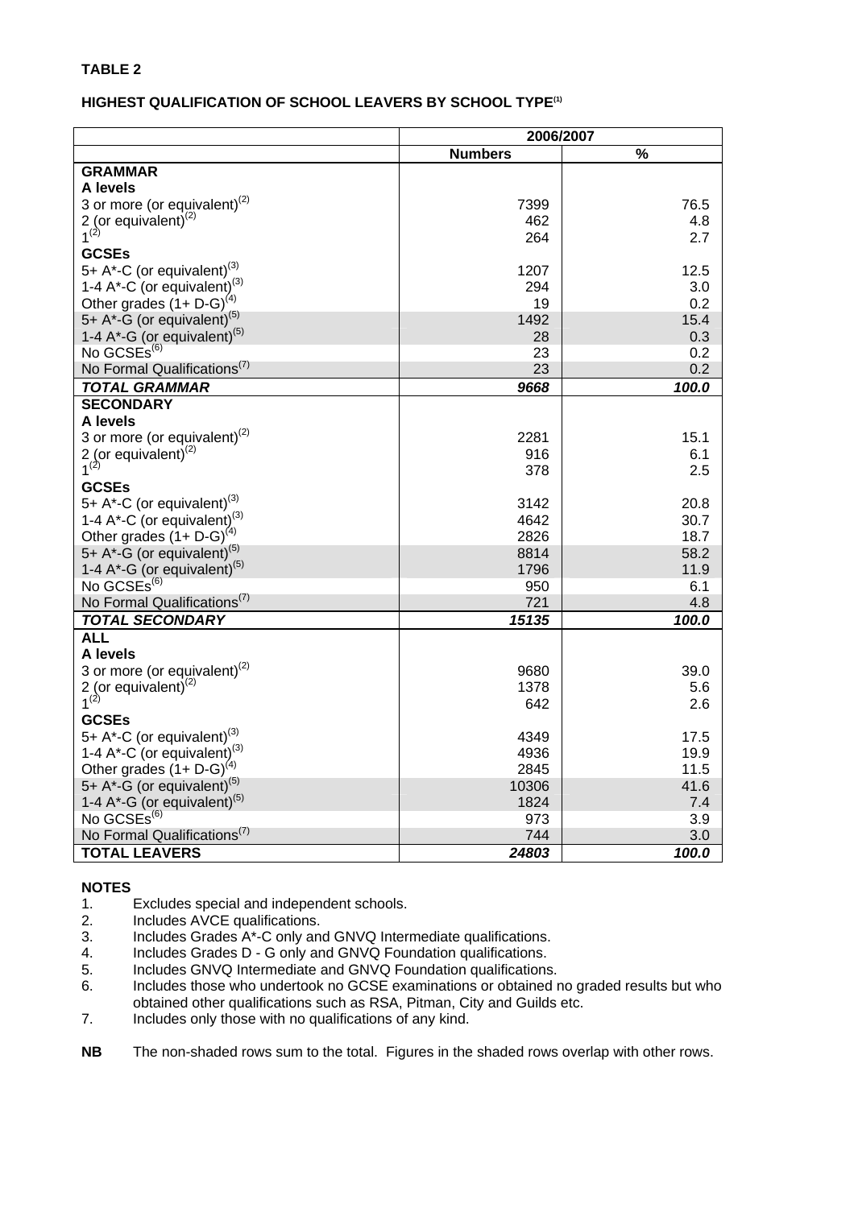**TABLE 2**

**HIGHEST QUALIFICATION OF SCHOOL LEAVERS BY SCHOOL TYPE[1]**

| | 2006/2007 | |
|---|---|---|
| | **Numbers** | **%** |
| **GRAMMAR** | | |
| **A levels** | | |
| 3 or more (or equivalent)[2] | 7399 | 76.5 |
| 2 (or equivalent)[2] | 462 | 4.8 |
| 1[2] | 264 | 2.7 |
| **GCSEs** | | |
| 5+ A*-C (or equivalent)[3] | 1207 | 12.5 |
| 1-4 A*-C (or equivalent)[3] | 294 | 3.0 |
| Other grades (1+ D-G)[4] | 19 | 0.2 |
| 5+ A*-G (or equivalent)[5] | 1492 | 15.4 |
| 1-4 A*-G (or equivalent)[5] | 28 | 0.3 |
| No GCSEs[6] | 23 | 0.2 |
| No Formal Qualifications[7] | 23 | 0.2 |
| ***TOTAL GRAMMAR*** | ***9668*** | ***100.0*** |
| **SECONDARY** | | |
| **A levels** | | |
| 3 or more (or equivalent)[2] | 2281 | 15.1 |
| 2 (or equivalent)[2] | 916 | 6.1 |
| 1[2] | 378 | 2.5 |
| **GCSEs** | | |
| 5+ A*-C (or equivalent)[3] | 3142 | 20.8 |
| 1-4 A*-C (or equivalent)[3] | 4642 | 30.7 |
| Other grades (1+ D-G)[4] | 2826 | 18.7 |
| 5+ A*-G (or equivalent)[5] | 8814 | 58.2 |
| 1-4 A*-G (or equivalent)[5] | 1796 | 11.9 |
| No GCSEs[6] | 950 | 6.1 |
| No Formal Qualifications[7] | 721 | 4.8 |
| ***TOTAL SECONDARY*** | ***15135*** | ***100.0*** |
| **ALL** | | |
| **A levels** | | |
| 3 or more (or equivalent)[2] | 9680 | 39.0 |
| 2 (or equivalent)[2] | 1378 | 5.6 |
| 1[2] | 642 | 2.6 |
| **GCSEs** | | |
| 5+ A*-C (or equivalent)[3] | 4349 | 17.5 |
| 1-4 A*-C (or equivalent)[3] | 4936 | 19.9 |
| Other grades (1+ D-G)[4] | 2845 | 11.5 |
| 5+ A*-G (or equivalent)[5] | 10306 | 41.6 |
| 1-4 A*-G (or equivalent)[5] | 1824 | 7.4 |
| No GCSEs[6] | 973 | 3.9 |
| No Formal Qualifications[7] | 744 | 3.0 |
| **TOTAL LEAVERS** | ***24803*** | ***100.0*** |

**NOTES**

1. Excludes special and independent schools.
2. Includes AVCE qualifications.
3. Includes Grades A*-C only and GNVQ Intermediate qualifications.
4. Includes Grades D - G only and GNVQ Foundation qualifications.
5. Includes GNVQ Intermediate and GNVQ Foundation qualifications.
6. Includes those who undertook no GCSE examinations or obtained no graded results but who obtained other qualifications such as RSA, Pitman, City and Guilds etc.
7. Includes only those with no qualifications of any kind.

**NB** The non-shaded rows sum to the total. Figures in the shaded rows overlap with other rows.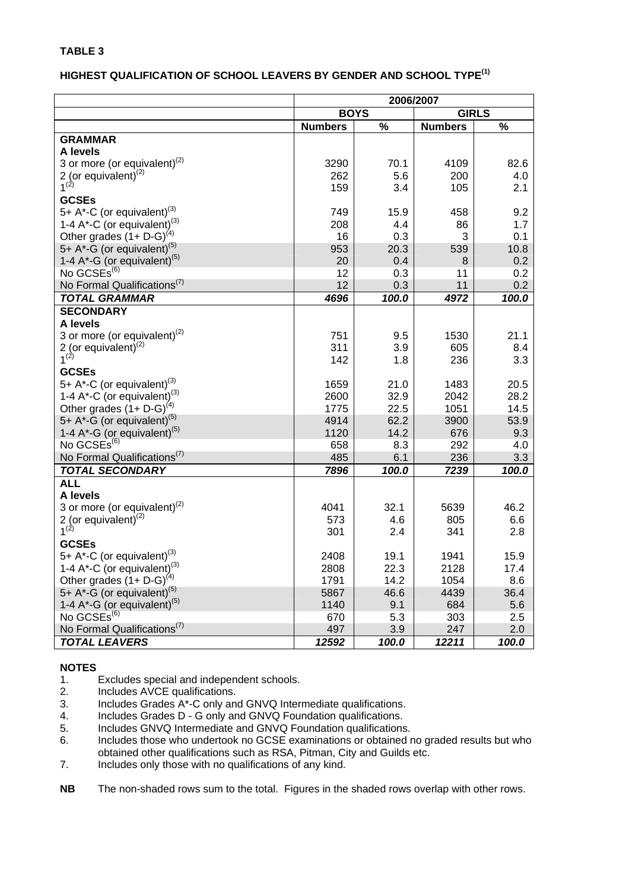**TABLE 3**

**HIGHEST QUALIFICATION OF SCHOOL LEAVERS BY GENDER AND SCHOOL TYPE[1]**

| | 2006/2007 | | | |
|---|---|---|---|---|
| | **BOYS** | | **GIRLS** | |
| | **Numbers** | **%** | **Numbers** | **%** |
| **GRAMMAR** | | | | |
| **A levels** | | | | |
| 3 or more (or equivalent)[2] | 3290 | 70.1 | 4109 | 82.6 |
| 2 (or equivalent)[2] | 262 | 5.6 | 200 | 4.0 |
| 1[2] | 159 | 3.4 | 105 | 2.1 |
| **GCSEs** | | | | |
| 5+ A*-C (or equivalent)[3] | 749 | 15.9 | 458 | 9.2 |
| 1-4 A*-C (or equivalent)[3] | 208 | 4.4 | 86 | 1.7 |
| Other grades (1+ D-G)[4] | 16 | 0.3 | 3 | 0.1 |
| 5+ A*-G (or equivalent)[5] | 953 | 20.3 | 539 | 10.8 |
| 1-4 A*-G (or equivalent)[5] | 20 | 0.4 | 8 | 0.2 |
| No GCSEs[6] | 12 | 0.3 | 11 | 0.2 |
| No Formal Qualifications[7] | 12 | 0.3 | 11 | 0.2 |
| ***TOTAL GRAMMAR*** | ***4696*** | ***100.0*** | ***4972*** | ***100.0*** |
| **SECONDARY** | | | | |
| **A levels** | | | | |
| 3 or more (or equivalent)[2] | 751 | 9.5 | 1530 | 21.1 |
| 2 (or equivalent)[2] | 311 | 3.9 | 605 | 8.4 |
| 1[2] | 142 | 1.8 | 236 | 3.3 |
| **GCSEs** | | | | |
| 5+ A*-C (or equivalent)[3] | 1659 | 21.0 | 1483 | 20.5 |
| 1-4 A*-C (or equivalent)[3] | 2600 | 32.9 | 2042 | 28.2 |
| Other grades (1+ D-G)[4] | 1775 | 22.5 | 1051 | 14.5 |
| 5+ A*-G (or equivalent)[5] | 4914 | 62.2 | 3900 | 53.9 |
| 1-4 A*-G (or equivalent)[5] | 1120 | 14.2 | 676 | 9.3 |
| No GCSEs[6] | 658 | 8.3 | 292 | 4.0 |
| No Formal Qualifications[7] | 485 | 6.1 | 236 | 3.3 |
| ***TOTAL SECONDARY*** | ***7896*** | ***100.0*** | ***7239*** | ***100.0*** |
| **ALL** | | | | |
| **A levels** | | | | |
| 3 or more (or equivalent)[2] | 4041 | 32.1 | 5639 | 46.2 |
| 2 (or equivalent)[2] | 573 | 4.6 | 805 | 6.6 |
| 1[2] | 301 | 2.4 | 341 | 2.8 |
| **GCSEs** | | | | |
| 5+ A*-C (or equivalent)[3] | 2408 | 19.1 | 1941 | 15.9 |
| 1-4 A*-C (or equivalent)[3] | 2808 | 22.3 | 2128 | 17.4 |
| Other grades (1+ D-G)[4] | 1791 | 14.2 | 1054 | 8.6 |
| 5+ A*-G (or equivalent)[5] | 5867 | 46.6 | 4439 | 36.4 |
| 1-4 A*-G (or equivalent)[5] | 1140 | 9.1 | 684 | 5.6 |
| No GCSEs[6] | 670 | 5.3 | 303 | 2.5 |
| No Formal Qualifications[7] | 497 | 3.9 | 247 | 2.0 |
| ***TOTAL LEAVERS*** | ***12592*** | ***100.0*** | ***12211*** | ***100.0*** |

**NOTES**

1. Excludes special and independent schools.
2. Includes AVCE qualifications.
3. Includes Grades A*-C only and GNVQ Intermediate qualifications.
4. Includes Grades D - G only and GNVQ Foundation qualifications.
5. Includes GNVQ Intermediate and GNVQ Foundation qualifications.
6. Includes those who undertook no GCSE examinations or obtained no graded results but who obtained other qualifications such as RSA, Pitman, City and Guilds etc.
7. Includes only those with no qualifications of any kind.

**NB** The non-shaded rows sum to the total. Figures in the shaded rows overlap with other rows.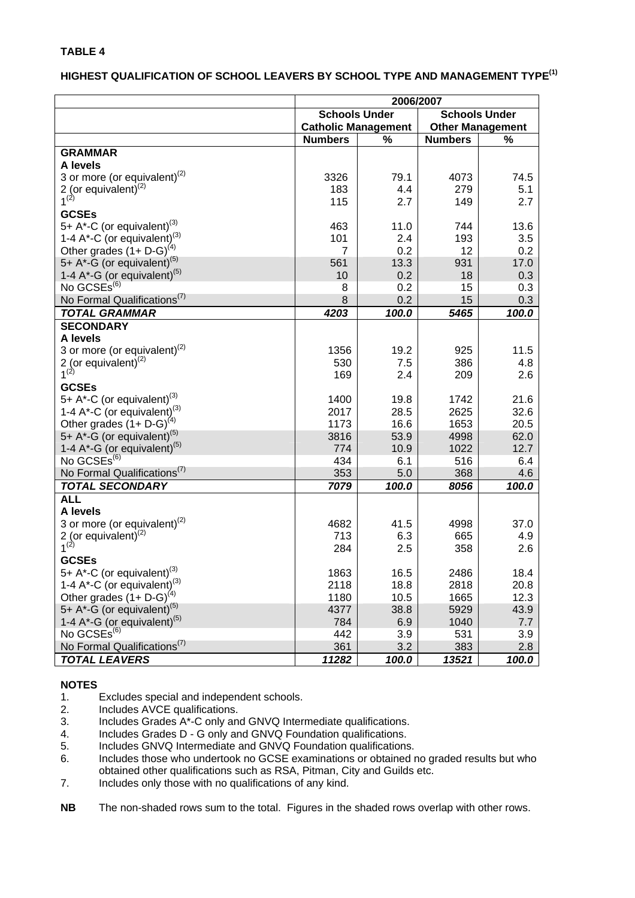**TABLE 4**

**HIGHEST QUALIFICATION OF SCHOOL LEAVERS BY SCHOOL TYPE AND MANAGEMENT TYPE(1)**

| | 2006/2007 | | | |
|---|---|---|---|---|
| | Schools Under Catholic Management | | Schools Under Other Management | |
| | **Numbers** | **%** | **Numbers** | **%** |
| **GRAMMAR** | | | | |
| **A levels** | | | | |
| 3 or more (or equivalent)(2) | 3326 | 79.1 | 4073 | 74.5 |
| 2 (or equivalent)(2) | 183 | 4.4 | 279 | 5.1 |
| 1(2) | 115 | 2.7 | 149 | 2.7 |
| **GCSEs** | | | | |
| 5+ A*-C (or equivalent)(3) | 463 | 11.0 | 744 | 13.6 |
| 1-4 A*-C (or equivalent)(3) | 101 | 2.4 | 193 | 3.5 |
| Other grades (1+ D-G)(4) | 7 | 0.2 | 12 | 0.2 |
| 5+ A*-G (or equivalent)(5) | 561 | 13.3 | 931 | 17.0 |
| 1-4 A*-G (or equivalent)(5) | 10 | 0.2 | 18 | 0.3 |
| No GCSEs(6) | 8 | 0.2 | 15 | 0.3 |
| No Formal Qualifications(7) | 8 | 0.2 | 15 | 0.3 |
| ***TOTAL GRAMMAR*** | ***4203*** | ***100.0*** | ***5465*** | ***100.0*** |
| **SECONDARY** | | | | |
| **A levels** | | | | |
| 3 or more (or equivalent)(2) | 1356 | 19.2 | 925 | 11.5 |
| 2 (or equivalent)(2) | 530 | 7.5 | 386 | 4.8 |
| 1(2) | 169 | 2.4 | 209 | 2.6 |
| **GCSEs** | | | | |
| 5+ A*-C (or equivalent)(3) | 1400 | 19.8 | 1742 | 21.6 |
| 1-4 A*-C (or equivalent)(3) | 2017 | 28.5 | 2625 | 32.6 |
| Other grades (1+ D-G)(4) | 1173 | 16.6 | 1653 | 20.5 |
| 5+ A*-G (or equivalent)(5) | 3816 | 53.9 | 4998 | 62.0 |
| 1-4 A*-G (or equivalent)(5) | 774 | 10.9 | 1022 | 12.7 |
| No GCSEs(6) | 434 | 6.1 | 516 | 6.4 |
| No Formal Qualifications(7) | 353 | 5.0 | 368 | 4.6 |
| ***TOTAL SECONDARY*** | ***7079*** | ***100.0*** | ***8056*** | ***100.0*** |
| **ALL** | | | | |
| **A levels** | | | | |
| 3 or more (or equivalent)(2) | 4682 | 41.5 | 4998 | 37.0 |
| 2 (or equivalent)(2) | 713 | 6.3 | 665 | 4.9 |
| 1(2) | 284 | 2.5 | 358 | 2.6 |
| **GCSEs** | | | | |
| 5+ A*-C (or equivalent)(3) | 1863 | 16.5 | 2486 | 18.4 |
| 1-4 A*-C (or equivalent)(3) | 2118 | 18.8 | 2818 | 20.8 |
| Other grades (1+ D-G)(4) | 1180 | 10.5 | 1665 | 12.3 |
| 5+ A*-G (or equivalent)(5) | 4377 | 38.8 | 5929 | 43.9 |
| 1-4 A*-G (or equivalent)(5) | 784 | 6.9 | 1040 | 7.7 |
| No GCSEs(6) | 442 | 3.9 | 531 | 3.9 |
| No Formal Qualifications(7) | 361 | 3.2 | 383 | 2.8 |
| ***TOTAL LEAVERS*** | ***11282*** | ***100.0*** | ***13521*** | ***100.0*** |

**NOTES**

1. Excludes special and independent schools.
2. Includes AVCE qualifications.
3. Includes Grades A*-C only and GNVQ Intermediate qualifications.
4. Includes Grades D - G only and GNVQ Foundation qualifications.
5. Includes GNVQ Intermediate and GNVQ Foundation qualifications.
6. Includes those who undertook no GCSE examinations or obtained no graded results but who obtained other qualifications such as RSA, Pitman, City and Guilds etc.
7. Includes only those with no qualifications of any kind.

**NB** The non-shaded rows sum to the total. Figures in the shaded rows overlap with other rows.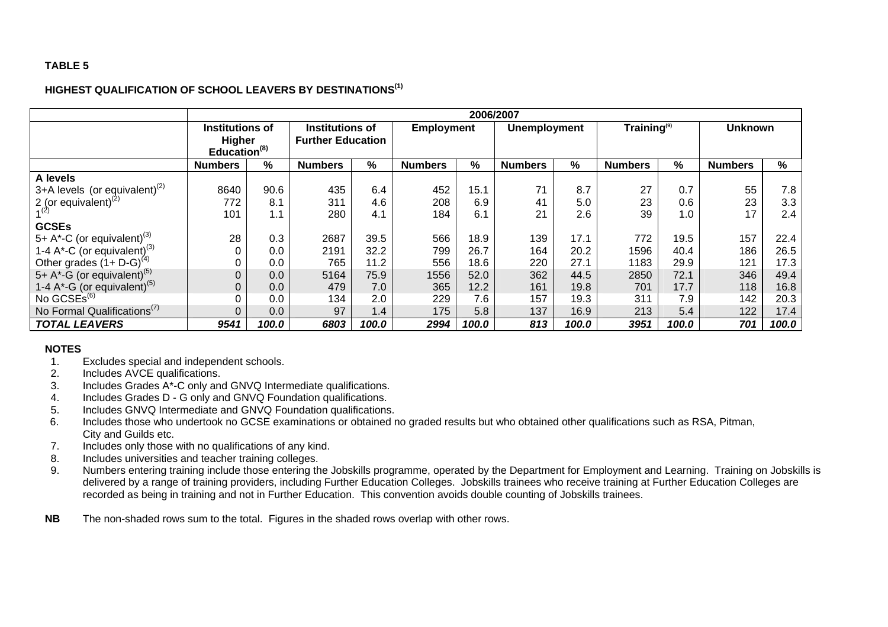**TABLE 5**

**HIGHEST QUALIFICATION OF SCHOOL LEAVERS BY DESTINATIONS[1]**

| | 2006/2007 | | | | | | | | | | | |
|---|---|---|---|---|---|---|---|---|---|---|---|---|
| | **Institutions of Higher Education[8]** | | **Institutions of Further Education** | | **Employment** | | **Unemployment** | | **Training[9]** | | **Unknown** | |
| | **Numbers** | **%** | **Numbers** | **%** | **Numbers** | **%** | **Numbers** | **%** | **Numbers** | **%** | **Numbers** | **%** |
| **A levels** | | | | | | | | | | | | |
| 3+A levels (or equivalent)[2] | 8640 | 90.6 | 435 | 6.4 | 452 | 15.1 | 71 | 8.7 | 27 | 0.7 | 55 | 7.8 |
| 2 (or equivalent)[2] | 772 | 8.1 | 311 | 4.6 | 208 | 6.9 | 41 | 5.0 | 23 | 0.6 | 23 | 3.3 |
| 1[2] | 101 | 1.1 | 280 | 4.1 | 184 | 6.1 | 21 | 2.6 | 39 | 1.0 | 17 | 2.4 |
| **GCSEs** | | | | | | | | | | | | |
| 5+ A*-C (or equivalent)[3] | 28 | 0.3 | 2687 | 39.5 | 566 | 18.9 | 139 | 17.1 | 772 | 19.5 | 157 | 22.4 |
| 1-4 A*-C (or equivalent)[3] | 0 | 0.0 | 2191 | 32.2 | 799 | 26.7 | 164 | 20.2 | 1596 | 40.4 | 186 | 26.5 |
| Other grades (1+ D-G)[4] | 0 | 0.0 | 765 | 11.2 | 556 | 18.6 | 220 | 27.1 | 1183 | 29.9 | 121 | 17.3 |
| 5+ A*-G (or equivalent)[5] | 0 | 0.0 | 5164 | 75.9 | 1556 | 52.0 | 362 | 44.5 | 2850 | 72.1 | 346 | 49.4 |
| 1-4 A*-G (or equivalent)[5] | 0 | 0.0 | 479 | 7.0 | 365 | 12.2 | 161 | 19.8 | 701 | 17.7 | 118 | 16.8 |
| No GCSEs[6] | 0 | 0.0 | 134 | 2.0 | 229 | 7.6 | 157 | 19.3 | 311 | 7.9 | 142 | 20.3 |
| No Formal Qualifications[7] | 0 | 0.0 | 97 | 1.4 | 175 | 5.8 | 137 | 16.9 | 213 | 5.4 | 122 | 17.4 |
| ***TOTAL LEAVERS*** | ***9541*** | ***100.0*** | ***6803*** | ***100.0*** | ***2994*** | ***100.0*** | ***813*** | ***100.0*** | ***3951*** | ***100.0*** | ***701*** | ***100.0*** |

**NOTES**

1. Excludes special and independent schools.
2. Includes AVCE qualifications.
3. Includes Grades A*-C only and GNVQ Intermediate qualifications.
4. Includes Grades D - G only and GNVQ Foundation qualifications.
5. Includes GNVQ Intermediate and GNVQ Foundation qualifications.
6. Includes those who undertook no GCSE examinations or obtained no graded results but who obtained other qualifications such as RSA, Pitman, City and Guilds etc.
7. Includes only those with no qualifications of any kind.
8. Includes universities and teacher training colleges.
9. Numbers entering training include those entering the Jobskills programme, operated by the Department for Employment and Learning. Training on Jobskills is delivered by a range of training providers, including Further Education Colleges. Jobskills trainees who receive training at Further Education Colleges are recorded as being in training and not in Further Education. This convention avoids double counting of Jobskills trainees.

**NB** The non-shaded rows sum to the total. Figures in the shaded rows overlap with other rows.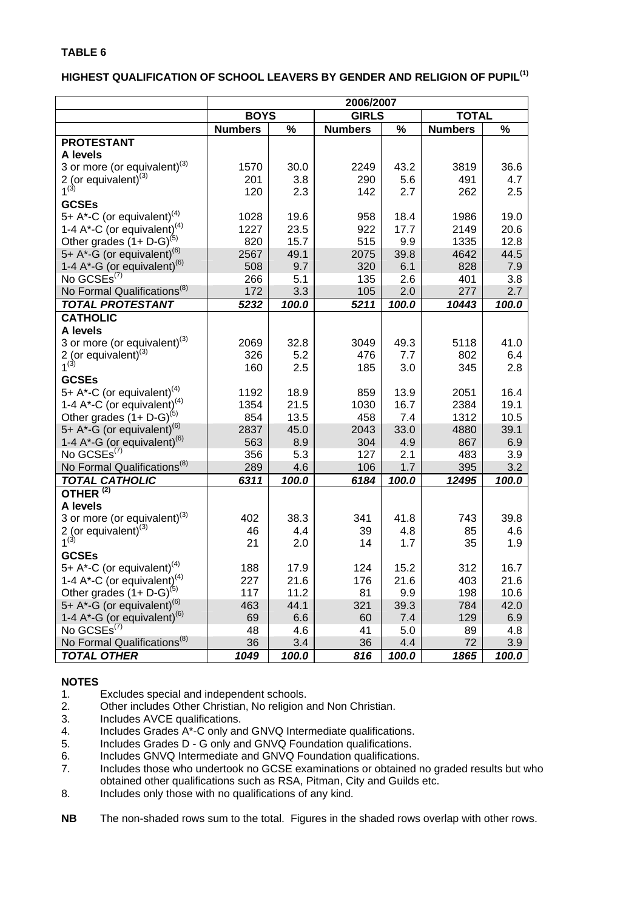**TABLE 6**

**HIGHEST QUALIFICATION OF SCHOOL LEAVERS BY GENDER AND RELIGION OF PUPIL[1]**

| | 2006/2007 | | | | | |
|---|---|---|---|---|---|---|
| | **BOYS** | | **GIRLS** | | **TOTAL** | |
| | **Numbers** | **%** | **Numbers** | **%** | **Numbers** | **%** |
| **PROTESTANT** | | | | | | |
| **A levels** | | | | | | |
| 3 or more (or equivalent)[3] | 1570 | 30.0 | 2249 | 43.2 | 3819 | 36.6 |
| 2 (or equivalent)[3] | 201 | 3.8 | 290 | 5.6 | 491 | 4.7 |
| 1[3] | 120 | 2.3 | 142 | 2.7 | 262 | 2.5 |
| **GCSEs** | | | | | | |
| 5+ A*-C (or equivalent)[4] | 1028 | 19.6 | 958 | 18.4 | 1986 | 19.0 |
| 1-4 A*-C (or equivalent)[4] | 1227 | 23.5 | 922 | 17.7 | 2149 | 20.6 |
| Other grades (1+ D-G)[5] | 820 | 15.7 | 515 | 9.9 | 1335 | 12.8 |
| 5+ A*-G (or equivalent)[6] | 2567 | 49.1 | 2075 | 39.8 | 4642 | 44.5 |
| 1-4 A*-G (or equivalent)[6] | 508 | 9.7 | 320 | 6.1 | 828 | 7.9 |
| No GCSEs[7] | 266 | 5.1 | 135 | 2.6 | 401 | 3.8 |
| No Formal Qualifications[8] | 172 | 3.3 | 105 | 2.0 | 277 | 2.7 |
| ***TOTAL PROTESTANT*** | ***5232*** | ***100.0*** | ***5211*** | ***100.0*** | ***10443*** | ***100.0*** |
| **CATHOLIC** | | | | | | |
| **A levels** | | | | | | |
| 3 or more (or equivalent)[3] | 2069 | 32.8 | 3049 | 49.3 | 5118 | 41.0 |
| 2 (or equivalent)[3] | 326 | 5.2 | 476 | 7.7 | 802 | 6.4 |
| 1[3] | 160 | 2.5 | 185 | 3.0 | 345 | 2.8 |
| **GCSEs** | | | | | | |
| 5+ A*-C (or equivalent)[4] | 1192 | 18.9 | 859 | 13.9 | 2051 | 16.4 |
| 1-4 A*-C (or equivalent)[4] | 1354 | 21.5 | 1030 | 16.7 | 2384 | 19.1 |
| Other grades (1+ D-G)[5] | 854 | 13.5 | 458 | 7.4 | 1312 | 10.5 |
| 5+ A*-G (or equivalent)[6] | 2837 | 45.0 | 2043 | 33.0 | 4880 | 39.1 |
| 1-4 A*-G (or equivalent)[6] | 563 | 8.9 | 304 | 4.9 | 867 | 6.9 |
| No GCSEs[7] | 356 | 5.3 | 127 | 2.1 | 483 | 3.9 |
| No Formal Qualifications[8] | 289 | 4.6 | 106 | 1.7 | 395 | 3.2 |
| ***TOTAL CATHOLIC*** | ***6311*** | ***100.0*** | ***6184*** | ***100.0*** | ***12495*** | ***100.0*** |
| **OTHER [2]** | | | | | | |
| **A levels** | | | | | | |
| 3 or more (or equivalent)[3] | 402 | 38.3 | 341 | 41.8 | 743 | 39.8 |
| 2 (or equivalent)[3] | 46 | 4.4 | 39 | 4.8 | 85 | 4.6 |
| 1[3] | 21 | 2.0 | 14 | 1.7 | 35 | 1.9 |
| **GCSEs** | | | | | | |
| 5+ A*-C (or equivalent)[4] | 188 | 17.9 | 124 | 15.2 | 312 | 16.7 |
| 1-4 A*-C (or equivalent)[4] | 227 | 21.6 | 176 | 21.6 | 403 | 21.6 |
| Other grades (1+ D-G)[5] | 117 | 11.2 | 81 | 9.9 | 198 | 10.6 |
| 5+ A*-G (or equivalent)[6] | 463 | 44.1 | 321 | 39.3 | 784 | 42.0 |
| 1-4 A*-G (or equivalent)[6] | 69 | 6.6 | 60 | 7.4 | 129 | 6.9 |
| No GCSEs[7] | 48 | 4.6 | 41 | 5.0 | 89 | 4.8 |
| No Formal Qualifications[8] | 36 | 3.4 | 36 | 4.4 | 72 | 3.9 |
| ***TOTAL OTHER*** | ***1049*** | ***100.0*** | ***816*** | ***100.0*** | ***1865*** | ***100.0*** |

**NOTES**

1. Excludes special and independent schools.
2. Other includes Other Christian, No religion and Non Christian.
3. Includes AVCE qualifications.
4. Includes Grades A*-C only and GNVQ Intermediate qualifications.
5. Includes Grades D - G only and GNVQ Foundation qualifications.
6. Includes GNVQ Intermediate and GNVQ Foundation qualifications.
7. Includes those who undertook no GCSE examinations or obtained no graded results but who obtained other qualifications such as RSA, Pitman, City and Guilds etc.
8. Includes only those with no qualifications of any kind.

**NB** The non-shaded rows sum to the total. Figures in the shaded rows overlap with other rows.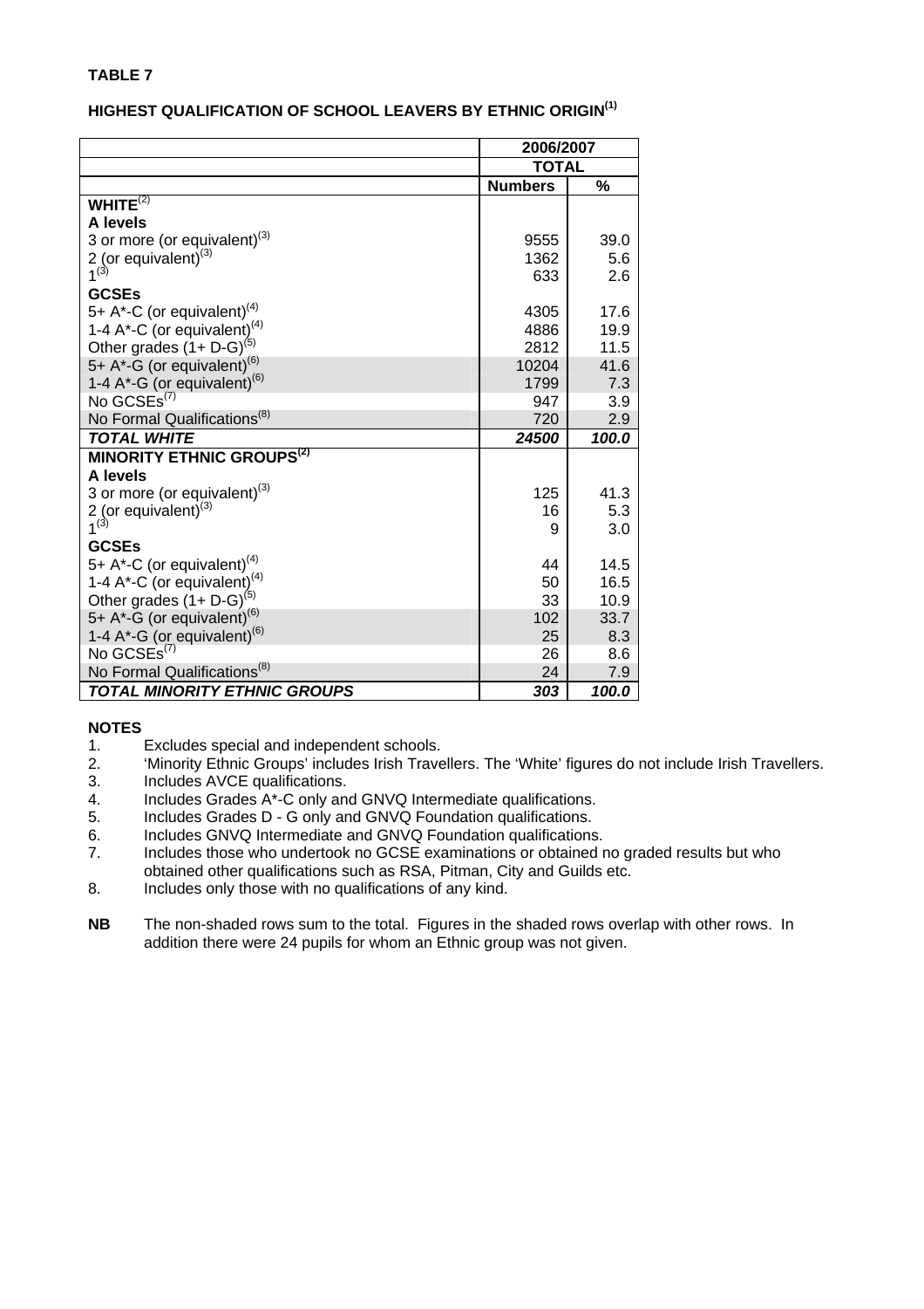**TABLE 7**

**HIGHEST QUALIFICATION OF SCHOOL LEAVERS BY ETHNIC ORIGIN[1]**

| | 2006/2007 | |
|---|---|---|
| | **TOTAL** | |
| | **Numbers** | **%** |
| **WHITE[2]** | | |
| **A levels** | | |
| 3 or more (or equivalent)[3] | 9555 | 39.0 |
| 2 (or equivalent)[3] | 1362 | 5.6 |
| 1[3] | 633 | 2.6 |
| **GCSEs** | | |
| 5+ A*-C (or equivalent)[4] | 4305 | 17.6 |
| 1-4 A*-C (or equivalent)[4] | 4886 | 19.9 |
| Other grades (1+ D-G)[5] | 2812 | 11.5 |
| 5+ A*-G (or equivalent)[6] | 10204 | 41.6 |
| 1-4 A*-G (or equivalent)[6] | 1799 | 7.3 |
| No GCSEs[7] | 947 | 3.9 |
| No Formal Qualifications[8] | 720 | 2.9 |
| ***TOTAL WHITE*** | ***24500*** | ***100.0*** |
| **MINORITY ETHNIC GROUPS[2]** | | |
| **A levels** | | |
| 3 or more (or equivalent)[3] | 125 | 41.3 |
| 2 (or equivalent)[3] | 16 | 5.3 |
| 1[3] | 9 | 3.0 |
| **GCSEs** | | |
| 5+ A*-C (or equivalent)[4] | 44 | 14.5 |
| 1-4 A*-C (or equivalent)[4] | 50 | 16.5 |
| Other grades (1+ D-G)[5] | 33 | 10.9 |
| 5+ A*-G (or equivalent)[6] | 102 | 33.7 |
| 1-4 A*-G (or equivalent)[6] | 25 | 8.3 |
| No GCSEs[7] | 26 | 8.6 |
| No Formal Qualifications[8] | 24 | 7.9 |
| ***TOTAL MINORITY ETHNIC GROUPS*** | ***303*** | ***100.0*** |

**NOTES**

1. Excludes special and independent schools.
2. 'Minority Ethnic Groups' includes Irish Travellers. The 'White' figures do not include Irish Travellers.
3. Includes AVCE qualifications.
4. Includes Grades A*-C only and GNVQ Intermediate qualifications.
5. Includes Grades D - G only and GNVQ Foundation qualifications.
6. Includes GNVQ Intermediate and GNVQ Foundation qualifications.
7. Includes those who undertook no GCSE examinations or obtained no graded results but who obtained other qualifications such as RSA, Pitman, City and Guilds etc.
8. Includes only those with no qualifications of any kind.

**NB** The non-shaded rows sum to the total. Figures in the shaded rows overlap with other rows. In addition there were 24 pupils for whom an Ethnic group was not given.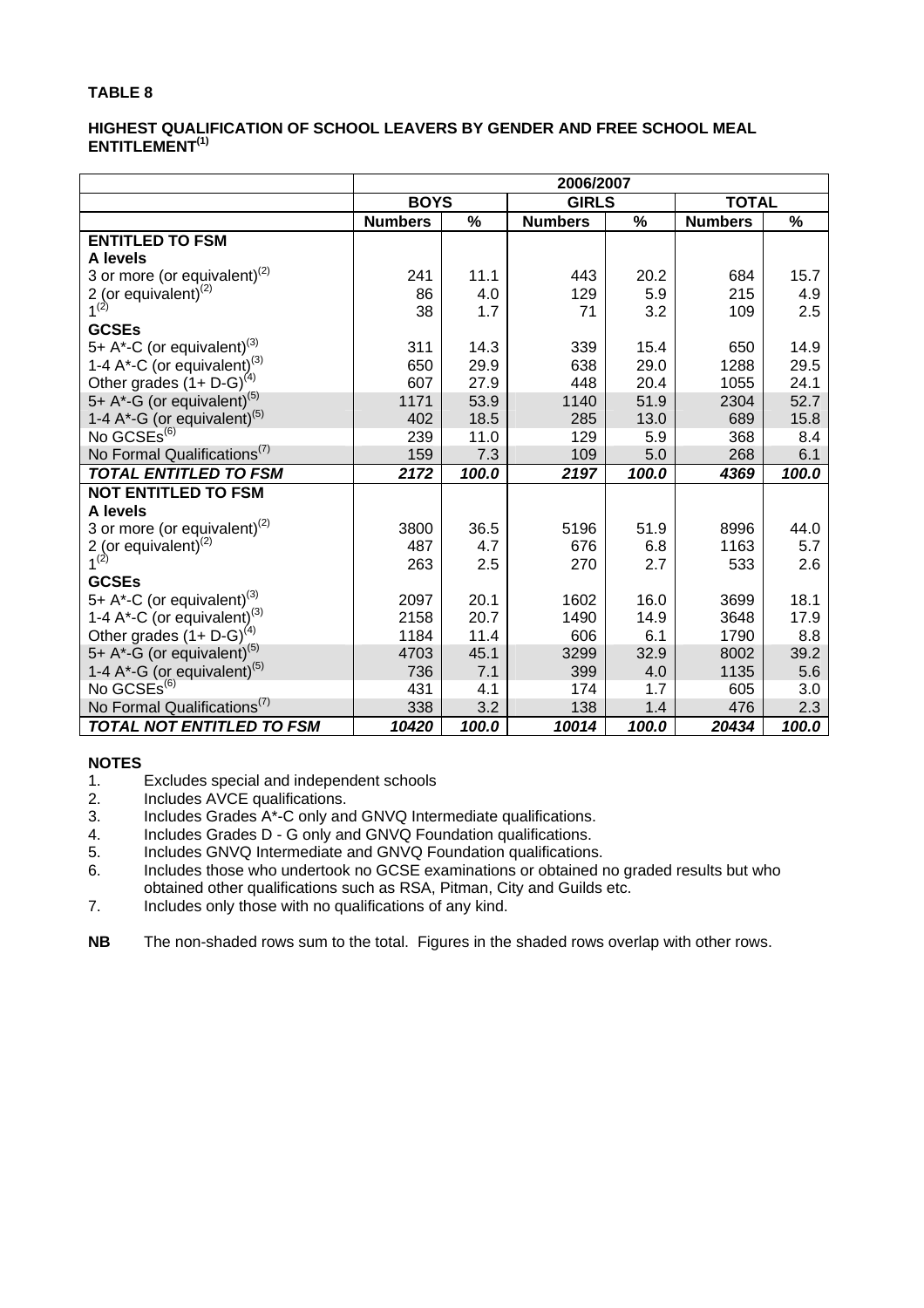**TABLE 8**

**HIGHEST QUALIFICATION OF SCHOOL LEAVERS BY GENDER AND FREE SCHOOL MEAL ENTITLEMENT[(1)]**

| | 2006/2007 | | | | | |
|---|---|---|---|---|---|---|
| | **BOYS** | | **GIRLS** | | **TOTAL** | |
| | **Numbers** | **%** | **Numbers** | **%** | **Numbers** | **%** |
| **ENTITLED TO FSM** | | | | | | |
| **A levels** | | | | | | |
| 3 or more (or equivalent)[(2)] | 241 | 11.1 | 443 | 20.2 | 684 | 15.7 |
| 2 (or equivalent)[(2)] | 86 | 4.0 | 129 | 5.9 | 215 | 4.9 |
| 1[(2)] | 38 | 1.7 | 71 | 3.2 | 109 | 2.5 |
| **GCSEs** | | | | | | |
| 5+ A*-C (or equivalent)[(3)] | 311 | 14.3 | 339 | 15.4 | 650 | 14.9 |
| 1-4 A*-C (or equivalent)[(3)] | 650 | 29.9 | 638 | 29.0 | 1288 | 29.5 |
| Other grades (1+ D-G)[(4)] | 607 | 27.9 | 448 | 20.4 | 1055 | 24.1 |
| 5+ A*-G (or equivalent)[(5)] | 1171 | 53.9 | 1140 | 51.9 | 2304 | 52.7 |
| 1-4 A*-G (or equivalent)[(5)] | 402 | 18.5 | 285 | 13.0 | 689 | 15.8 |
| No GCSEs[(6)] | 239 | 11.0 | 129 | 5.9 | 368 | 8.4 |
| No Formal Qualifications[(7)] | 159 | 7.3 | 109 | 5.0 | 268 | 6.1 |
| ***TOTAL ENTITLED TO FSM*** | ***2172*** | ***100.0*** | ***2197*** | ***100.0*** | ***4369*** | ***100.0*** |
| **NOT ENTITLED TO FSM** | | | | | | |
| **A levels** | | | | | | |
| 3 or more (or equivalent)[(2)] | 3800 | 36.5 | 5196 | 51.9 | 8996 | 44.0 |
| 2 (or equivalent)[(2)] | 487 | 4.7 | 676 | 6.8 | 1163 | 5.7 |
| 1[(2)] | 263 | 2.5 | 270 | 2.7 | 533 | 2.6 |
| **GCSEs** | | | | | | |
| 5+ A*-C (or equivalent)[(3)] | 2097 | 20.1 | 1602 | 16.0 | 3699 | 18.1 |
| 1-4 A*-C (or equivalent)[(3)] | 2158 | 20.7 | 1490 | 14.9 | 3648 | 17.9 |
| Other grades (1+ D-G)[(4)] | 1184 | 11.4 | 606 | 6.1 | 1790 | 8.8 |
| 5+ A*-G (or equivalent)[(5)] | 4703 | 45.1 | 3299 | 32.9 | 8002 | 39.2 |
| 1-4 A*-G (or equivalent)[(5)] | 736 | 7.1 | 399 | 4.0 | 1135 | 5.6 |
| No GCSEs[(6)] | 431 | 4.1 | 174 | 1.7 | 605 | 3.0 |
| No Formal Qualifications[(7)] | 338 | 3.2 | 138 | 1.4 | 476 | 2.3 |
| ***TOTAL NOT ENTITLED TO FSM*** | ***10420*** | ***100.0*** | ***10014*** | ***100.0*** | ***20434*** | ***100.0*** |

**NOTES**

1. Excludes special and independent schools
2. Includes AVCE qualifications.
3. Includes Grades A*-C only and GNVQ Intermediate qualifications.
4. Includes Grades D - G only and GNVQ Foundation qualifications.
5. Includes GNVQ Intermediate and GNVQ Foundation qualifications.
6. Includes those who undertook no GCSE examinations or obtained no graded results but who obtained other qualifications such as RSA, Pitman, City and Guilds etc.
7. Includes only those with no qualifications of any kind.

**NB** The non-shaded rows sum to the total. Figures in the shaded rows overlap with other rows.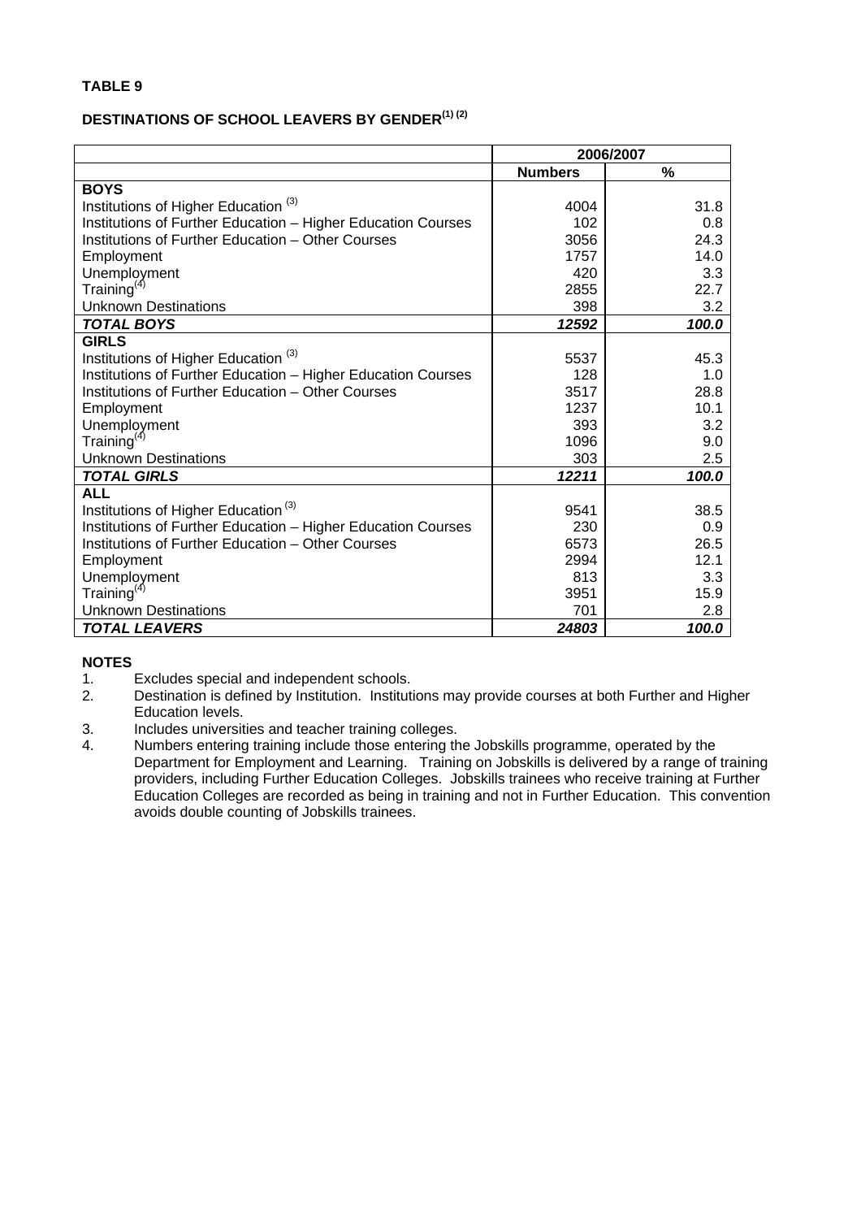**TABLE 9**

**DESTINATIONS OF SCHOOL LEAVERS BY GENDER[1] [2]**

| | 2006/2007 | |
|---|---|---|
| | **Numbers** | **%** |
| **BOYS** | | |
| Institutions of Higher Education [3] | 4004 | 31.8 |
| Institutions of Further Education – Higher Education Courses | 102 | 0.8 |
| Institutions of Further Education – Other Courses | 3056 | 24.3 |
| Employment | 1757 | 14.0 |
| Unemployment | 420 | 3.3 |
| Training[4] | 2855 | 22.7 |
| Unknown Destinations | 398 | 3.2 |
| ***TOTAL BOYS*** | ***12592*** | ***100.0*** |
| **GIRLS** | | |
| Institutions of Higher Education [3] | 5537 | 45.3 |
| Institutions of Further Education – Higher Education Courses | 128 | 1.0 |
| Institutions of Further Education – Other Courses | 3517 | 28.8 |
| Employment | 1237 | 10.1 |
| Unemployment | 393 | 3.2 |
| Training[4] | 1096 | 9.0 |
| Unknown Destinations | 303 | 2.5 |
| ***TOTAL GIRLS*** | ***12211*** | ***100.0*** |
| **ALL** | | |
| Institutions of Higher Education [3] | 9541 | 38.5 |
| Institutions of Further Education – Higher Education Courses | 230 | 0.9 |
| Institutions of Further Education – Other Courses | 6573 | 26.5 |
| Employment | 2994 | 12.1 |
| Unemployment | 813 | 3.3 |
| Training[4] | 3951 | 15.9 |
| Unknown Destinations | 701 | 2.8 |
| ***TOTAL LEAVERS*** | ***24803*** | ***100.0*** |

**NOTES**

1. Excludes special and independent schools.
2. Destination is defined by Institution. Institutions may provide courses at both Further and Higher Education levels.
3. Includes universities and teacher training colleges.
4. Numbers entering training include those entering the Jobskills programme, operated by the Department for Employment and Learning. Training on Jobskills is delivered by a range of training providers, including Further Education Colleges. Jobskills trainees who receive training at Further Education Colleges are recorded as being in training and not in Further Education. This convention avoids double counting of Jobskills trainees.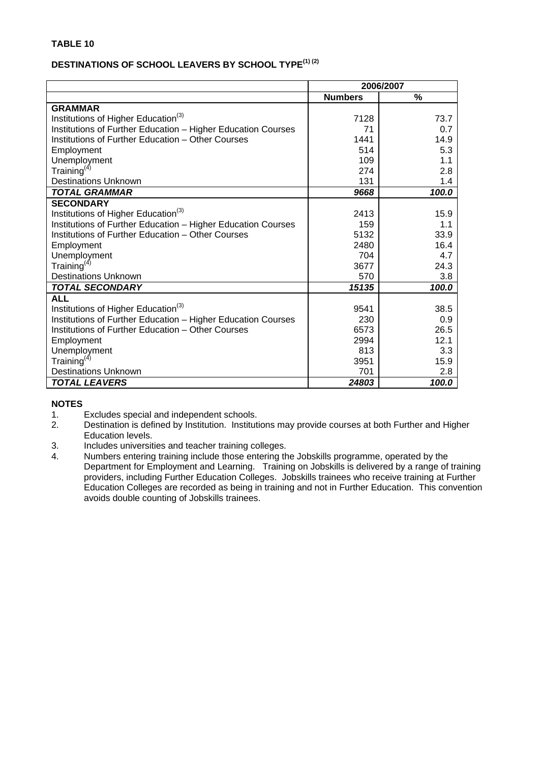**TABLE 10**

**DESTINATIONS OF SCHOOL LEAVERS BY SCHOOL TYPE[1] [2]**

| | 2006/2007 | |
|---|---|---|
| | **Numbers** | **%** |
| **GRAMMAR** | | |
| Institutions of Higher Education[3] | 7128 | 73.7 |
| Institutions of Further Education – Higher Education Courses | 71 | 0.7 |
| Institutions of Further Education – Other Courses | 1441 | 14.9 |
| Employment | 514 | 5.3 |
| Unemployment | 109 | 1.1 |
| Training[4] | 274 | 2.8 |
| Destinations Unknown | 131 | 1.4 |
| ***TOTAL GRAMMAR*** | ***9668*** | ***100.0*** |
| **SECONDARY** | | |
| Institutions of Higher Education[3] | 2413 | 15.9 |
| Institutions of Further Education – Higher Education Courses | 159 | 1.1 |
| Institutions of Further Education – Other Courses | 5132 | 33.9 |
| Employment | 2480 | 16.4 |
| Unemployment | 704 | 4.7 |
| Training[4] | 3677 | 24.3 |
| Destinations Unknown | 570 | 3.8 |
| ***TOTAL SECONDARY*** | ***15135*** | ***100.0*** |
| **ALL** | | |
| Institutions of Higher Education[3] | 9541 | 38.5 |
| Institutions of Further Education – Higher Education Courses | 230 | 0.9 |
| Institutions of Further Education – Other Courses | 6573 | 26.5 |
| Employment | 2994 | 12.1 |
| Unemployment | 813 | 3.3 |
| Training[4] | 3951 | 15.9 |
| Destinations Unknown | 701 | 2.8 |
| ***TOTAL LEAVERS*** | ***24803*** | ***100.0*** |

**NOTES**

1. Excludes special and independent schools.
2. Destination is defined by Institution. Institutions may provide courses at both Further and Higher Education levels.
3. Includes universities and teacher training colleges.
4. Numbers entering training include those entering the Jobskills programme, operated by the Department for Employment and Learning. Training on Jobskills is delivered by a range of training providers, including Further Education Colleges. Jobskills trainees who receive training at Further Education Colleges are recorded as being in training and not in Further Education. This convention avoids double counting of Jobskills trainees.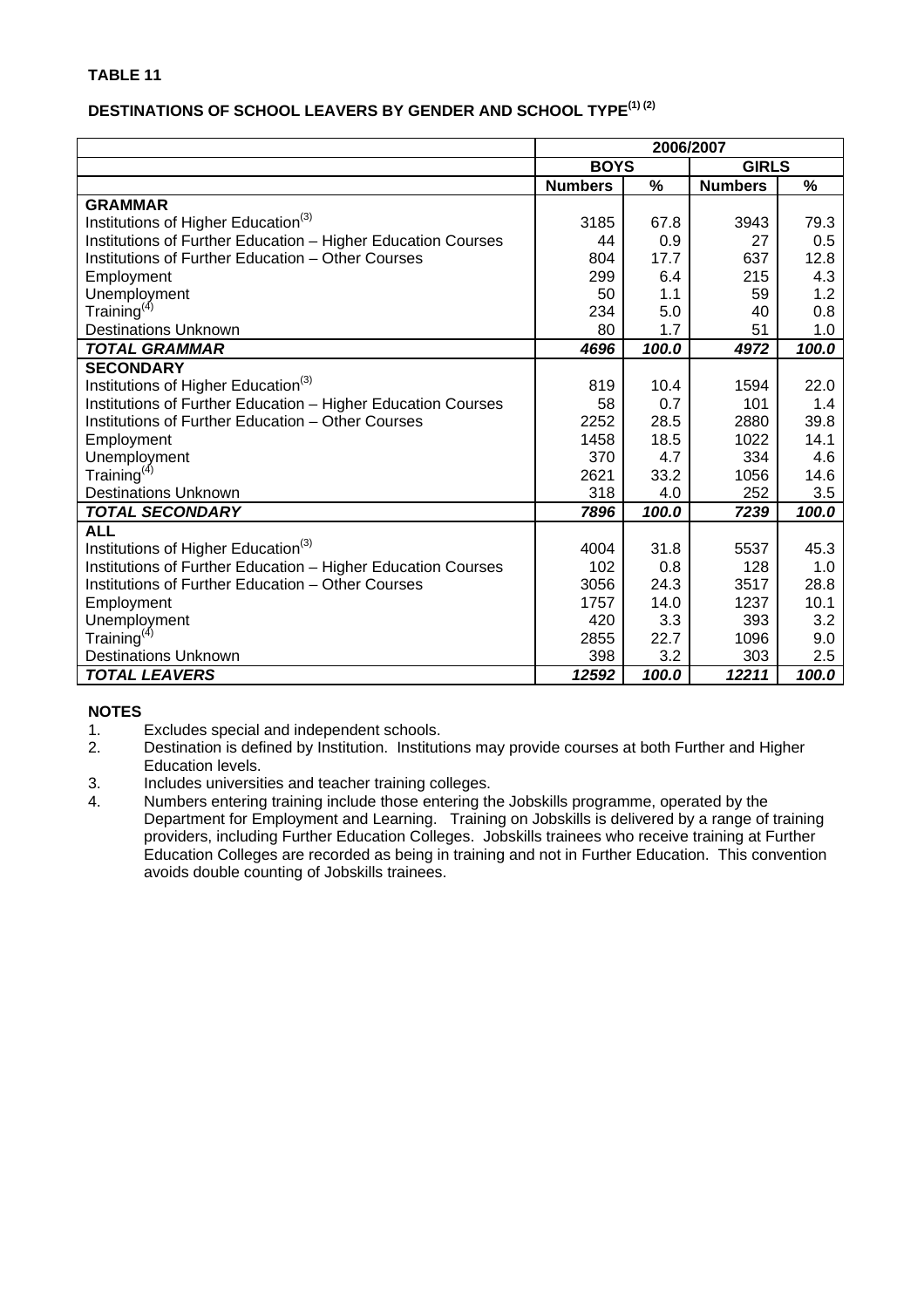**TABLE 11**

**DESTINATIONS OF SCHOOL LEAVERS BY GENDER AND SCHOOL TYPE[1] [2]**

| | 2006/2007 | | | |
|---|---|---|---|---|
| | BOYS | | GIRLS | |
| | Numbers | % | Numbers | % |
| **GRAMMAR** | | | | |
| Institutions of Higher Education[3] | 3185 | 67.8 | 3943 | 79.3 |
| Institutions of Further Education – Higher Education Courses | 44 | 0.9 | 27 | 0.5 |
| Institutions of Further Education – Other Courses | 804 | 17.7 | 637 | 12.8 |
| Employment | 299 | 6.4 | 215 | 4.3 |
| Unemployment | 50 | 1.1 | 59 | 1.2 |
| Training[4] | 234 | 5.0 | 40 | 0.8 |
| Destinations Unknown | 80 | 1.7 | 51 | 1.0 |
| ***TOTAL GRAMMAR*** | ***4696*** | ***100.0*** | ***4972*** | ***100.0*** |
| **SECONDARY** | | | | |
| Institutions of Higher Education[3] | 819 | 10.4 | 1594 | 22.0 |
| Institutions of Further Education – Higher Education Courses | 58 | 0.7 | 101 | 1.4 |
| Institutions of Further Education – Other Courses | 2252 | 28.5 | 2880 | 39.8 |
| Employment | 1458 | 18.5 | 1022 | 14.1 |
| Unemployment | 370 | 4.7 | 334 | 4.6 |
| Training[4] | 2621 | 33.2 | 1056 | 14.6 |
| Destinations Unknown | 318 | 4.0 | 252 | 3.5 |
| ***TOTAL SECONDARY*** | ***7896*** | ***100.0*** | ***7239*** | ***100.0*** |
| **ALL** | | | | |
| Institutions of Higher Education[3] | 4004 | 31.8 | 5537 | 45.3 |
| Institutions of Further Education – Higher Education Courses | 102 | 0.8 | 128 | 1.0 |
| Institutions of Further Education – Other Courses | 3056 | 24.3 | 3517 | 28.8 |
| Employment | 1757 | 14.0 | 1237 | 10.1 |
| Unemployment | 420 | 3.3 | 393 | 3.2 |
| Training[4] | 2855 | 22.7 | 1096 | 9.0 |
| Destinations Unknown | 398 | 3.2 | 303 | 2.5 |
| ***TOTAL LEAVERS*** | ***12592*** | ***100.0*** | ***12211*** | ***100.0*** |

**NOTES**

1. Excludes special and independent schools.
2. Destination is defined by Institution. Institutions may provide courses at both Further and Higher Education levels.
3. Includes universities and teacher training colleges.
4. Numbers entering training include those entering the Jobskills programme, operated by the Department for Employment and Learning. Training on Jobskills is delivered by a range of training providers, including Further Education Colleges. Jobskills trainees who receive training at Further Education Colleges are recorded as being in training and not in Further Education. This convention avoids double counting of Jobskills trainees.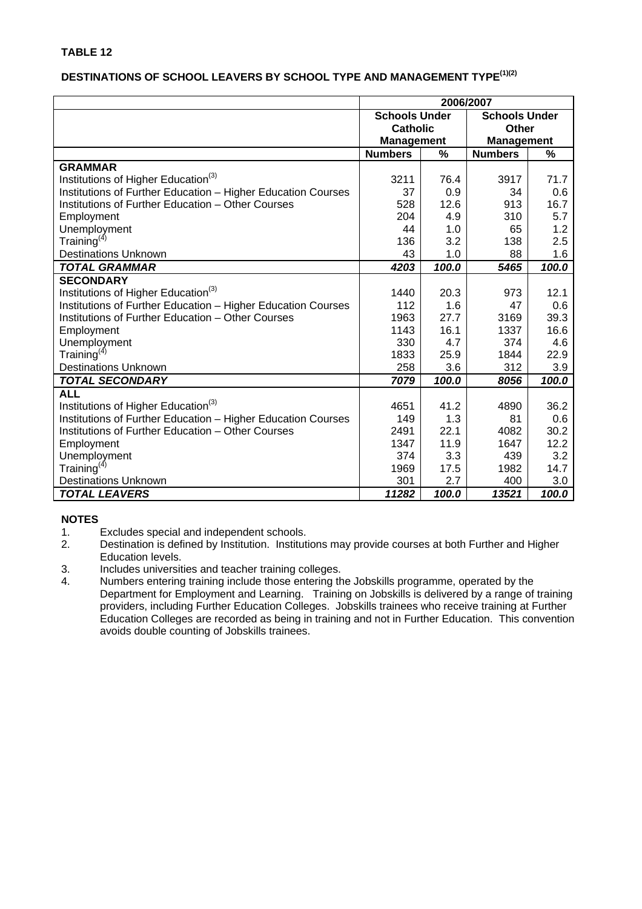**TABLE 12**

**DESTINATIONS OF SCHOOL LEAVERS BY SCHOOL TYPE AND MANAGEMENT TYPE**[(1)(2)]

| | 2006/2007 | | | |
|---|---|---|---|---|
| | **Schools Under Catholic Management** | | **Schools Under Other Management** | |
| | **Numbers** | **%** | **Numbers** | **%** |
| **GRAMMAR** | | | | |
| Institutions of Higher Education[(3)] | 3211 | 76.4 | 3917 | 71.7 |
| Institutions of Further Education – Higher Education Courses | 37 | 0.9 | 34 | 0.6 |
| Institutions of Further Education – Other Courses | 528 | 12.6 | 913 | 16.7 |
| Employment | 204 | 4.9 | 310 | 5.7 |
| Unemployment | 44 | 1.0 | 65 | 1.2 |
| Training[(4)] | 136 | 3.2 | 138 | 2.5 |
| Destinations Unknown | 43 | 1.0 | 88 | 1.6 |
| ***TOTAL GRAMMAR*** | ***4203*** | ***100.0*** | ***5465*** | ***100.0*** |
| **SECONDARY** | | | | |
| Institutions of Higher Education[(3)] | 1440 | 20.3 | 973 | 12.1 |
| Institutions of Further Education – Higher Education Courses | 112 | 1.6 | 47 | 0.6 |
| Institutions of Further Education – Other Courses | 1963 | 27.7 | 3169 | 39.3 |
| Employment | 1143 | 16.1 | 1337 | 16.6 |
| Unemployment | 330 | 4.7 | 374 | 4.6 |
| Training[(4)] | 1833 | 25.9 | 1844 | 22.9 |
| Destinations Unknown | 258 | 3.6 | 312 | 3.9 |
| ***TOTAL SECONDARY*** | ***7079*** | ***100.0*** | ***8056*** | ***100.0*** |
| **ALL** | | | | |
| Institutions of Higher Education[(3)] | 4651 | 41.2 | 4890 | 36.2 |
| Institutions of Further Education – Higher Education Courses | 149 | 1.3 | 81 | 0.6 |
| Institutions of Further Education – Other Courses | 2491 | 22.1 | 4082 | 30.2 |
| Employment | 1347 | 11.9 | 1647 | 12.2 |
| Unemployment | 374 | 3.3 | 439 | 3.2 |
| Training[(4)] | 1969 | 17.5 | 1982 | 14.7 |
| Destinations Unknown | 301 | 2.7 | 400 | 3.0 |
| ***TOTAL LEAVERS*** | ***11282*** | ***100.0*** | ***13521*** | ***100.0*** |

**NOTES**

1. Excludes special and independent schools.
2. Destination is defined by Institution. Institutions may provide courses at both Further and Higher Education levels.
3. Includes universities and teacher training colleges.
4. Numbers entering training include those entering the Jobskills programme, operated by the Department for Employment and Learning. Training on Jobskills is delivered by a range of training providers, including Further Education Colleges. Jobskills trainees who receive training at Further Education Colleges are recorded as being in training and not in Further Education. This convention avoids double counting of Jobskills trainees.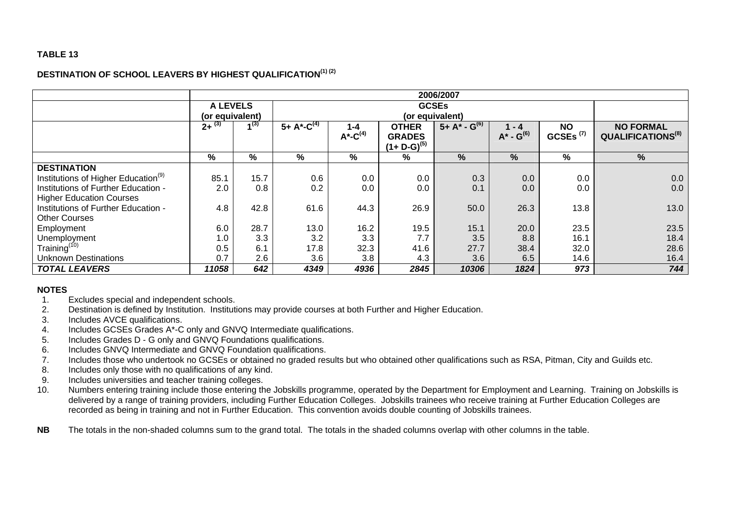**TABLE 13**

**DESTINATION OF SCHOOL LEAVERS BY HIGHEST QUALIFICATION(1) (2)**

| | 2006/2007 | | | | | | | | |
|---|---|---|---|---|---|---|---|---|---|
| | A LEVELS (or equivalent) | | GCSEs (or equivalent) | | | | | | |
| | 2+ (3) | 1(3) | 5+ A*-C(4) | 1-4 A*-C(4) | OTHER GRADES (1+ D-G)(5) | 5+ A* - G(6) | 1 - 4 A* - G(6) | NO GCSEs (7) | NO FORMAL QUALIFICATIONS(8) |
| | % | % | % | % | % | % | % | % | % |
| **DESTINATION** | | | | | | | | | |
| Institutions of Higher Education(9) | 85.1 | 15.7 | 0.6 | 0.0 | 0.0 | 0.3 | 0.0 | 0.0 | 0.0 |
| Institutions of Further Education - Higher Education Courses | 2.0 | 0.8 | 0.2 | 0.0 | 0.0 | 0.1 | 0.0 | 0.0 | 0.0 |
| Institutions of Further Education - Other Courses | 4.8 | 42.8 | 61.6 | 44.3 | 26.9 | 50.0 | 26.3 | 13.8 | 13.0 |
| Employment | 6.0 | 28.7 | 13.0 | 16.2 | 19.5 | 15.1 | 20.0 | 23.5 | 23.5 |
| Unemployment | 1.0 | 3.3 | 3.2 | 3.3 | 7.7 | 3.5 | 8.8 | 16.1 | 18.4 |
| Training(10) | 0.5 | 6.1 | 17.8 | 32.3 | 41.6 | 27.7 | 38.4 | 32.0 | 28.6 |
| Unknown Destinations | 0.7 | 2.6 | 3.6 | 3.8 | 4.3 | 3.6 | 6.5 | 14.6 | 16.4 |
| ***TOTAL LEAVERS*** | ***11058*** | ***642*** | ***4349*** | ***4936*** | ***2845*** | ***10306*** | ***1824*** | ***973*** | ***744*** |

**NOTES**

1. Excludes special and independent schools.
2. Destination is defined by Institution. Institutions may provide courses at both Further and Higher Education.
3. Includes AVCE qualifications.
4. Includes GCSEs Grades A*-C only and GNVQ Intermediate qualifications.
5. Includes Grades D - G only and GNVQ Foundations qualifications.
6. Includes GNVQ Intermediate and GNVQ Foundation qualifications.
7. Includes those who undertook no GCSEs or obtained no graded results but who obtained other qualifications such as RSA, Pitman, City and Guilds etc.
8. Includes only those with no qualifications of any kind.
9. Includes universities and teacher training colleges.
10. Numbers entering training include those entering the Jobskills programme, operated by the Department for Employment and Learning. Training on Jobskills is delivered by a range of training providers, including Further Education Colleges. Jobskills trainees who receive training at Further Education Colleges are recorded as being in training and not in Further Education. This convention avoids double counting of Jobskills trainees.

**NB** The totals in the non-shaded columns sum to the grand total. The totals in the shaded columns overlap with other columns in the table.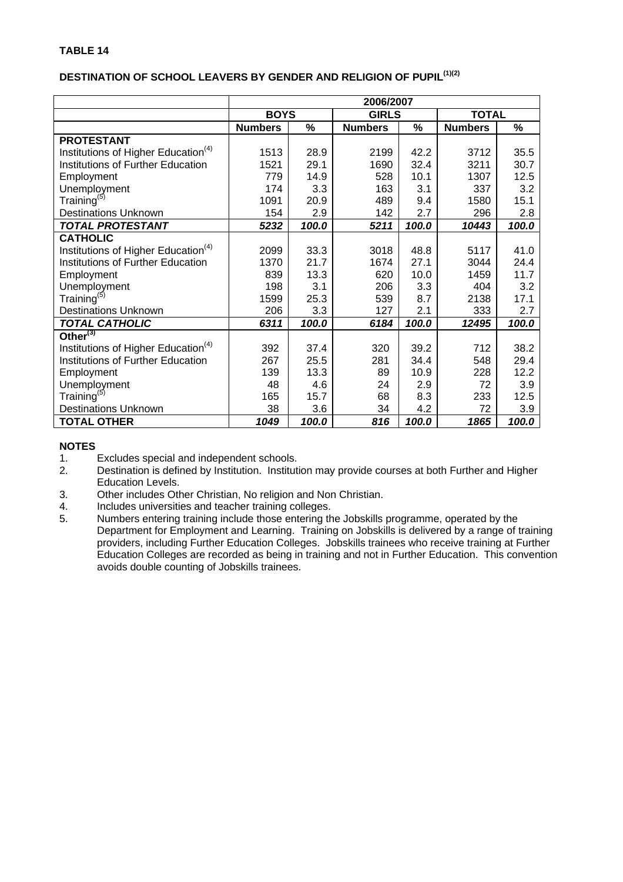**TABLE 14**

**DESTINATION OF SCHOOL LEAVERS BY GENDER AND RELIGION OF PUPIL[1][2]**

| | 2006/2007 | | | | | |
|---|---|---|---|---|---|---|
| | **BOYS** | | **GIRLS** | | **TOTAL** | |
| | **Numbers** | **%** | **Numbers** | **%** | **Numbers** | **%** |
| **PROTESTANT** | | | | | | |
| Institutions of Higher Education[4] | 1513 | 28.9 | 2199 | 42.2 | 3712 | 35.5 |
| Institutions of Further Education | 1521 | 29.1 | 1690 | 32.4 | 3211 | 30.7 |
| Employment | 779 | 14.9 | 528 | 10.1 | 1307 | 12.5 |
| Unemployment | 174 | 3.3 | 163 | 3.1 | 337 | 3.2 |
| Training[5] | 1091 | 20.9 | 489 | 9.4 | 1580 | 15.1 |
| Destinations Unknown | 154 | 2.9 | 142 | 2.7 | 296 | 2.8 |
| ***TOTAL PROTESTANT*** | ***5232*** | ***100.0*** | ***5211*** | ***100.0*** | ***10443*** | ***100.0*** |
| **CATHOLIC** | | | | | | |
| Institutions of Higher Education[4] | 2099 | 33.3 | 3018 | 48.8 | 5117 | 41.0 |
| Institutions of Further Education | 1370 | 21.7 | 1674 | 27.1 | 3044 | 24.4 |
| Employment | 839 | 13.3 | 620 | 10.0 | 1459 | 11.7 |
| Unemployment | 198 | 3.1 | 206 | 3.3 | 404 | 3.2 |
| Training[5] | 1599 | 25.3 | 539 | 8.7 | 2138 | 17.1 |
| Destinations Unknown | 206 | 3.3 | 127 | 2.1 | 333 | 2.7 |
| ***TOTAL CATHOLIC*** | ***6311*** | ***100.0*** | ***6184*** | ***100.0*** | ***12495*** | ***100.0*** |
| **Other[3]** | | | | | | |
| Institutions of Higher Education[4] | 392 | 37.4 | 320 | 39.2 | 712 | 38.2 |
| Institutions of Further Education | 267 | 25.5 | 281 | 34.4 | 548 | 29.4 |
| Employment | 139 | 13.3 | 89 | 10.9 | 228 | 12.2 |
| Unemployment | 48 | 4.6 | 24 | 2.9 | 72 | 3.9 |
| Training[5] | 165 | 15.7 | 68 | 8.3 | 233 | 12.5 |
| Destinations Unknown | 38 | 3.6 | 34 | 4.2 | 72 | 3.9 |
| **TOTAL OTHER** | ***1049*** | ***100.0*** | ***816*** | ***100.0*** | ***1865*** | ***100.0*** |

**NOTES**

1. Excludes special and independent schools.
2. Destination is defined by Institution. Institution may provide courses at both Further and Higher Education Levels.
3. Other includes Other Christian, No religion and Non Christian.
4. Includes universities and teacher training colleges.
5. Numbers entering training include those entering the Jobskills programme, operated by the Department for Employment and Learning. Training on Jobskills is delivered by a range of training providers, including Further Education Colleges. Jobskills trainees who receive training at Further Education Colleges are recorded as being in training and not in Further Education. This convention avoids double counting of Jobskills trainees.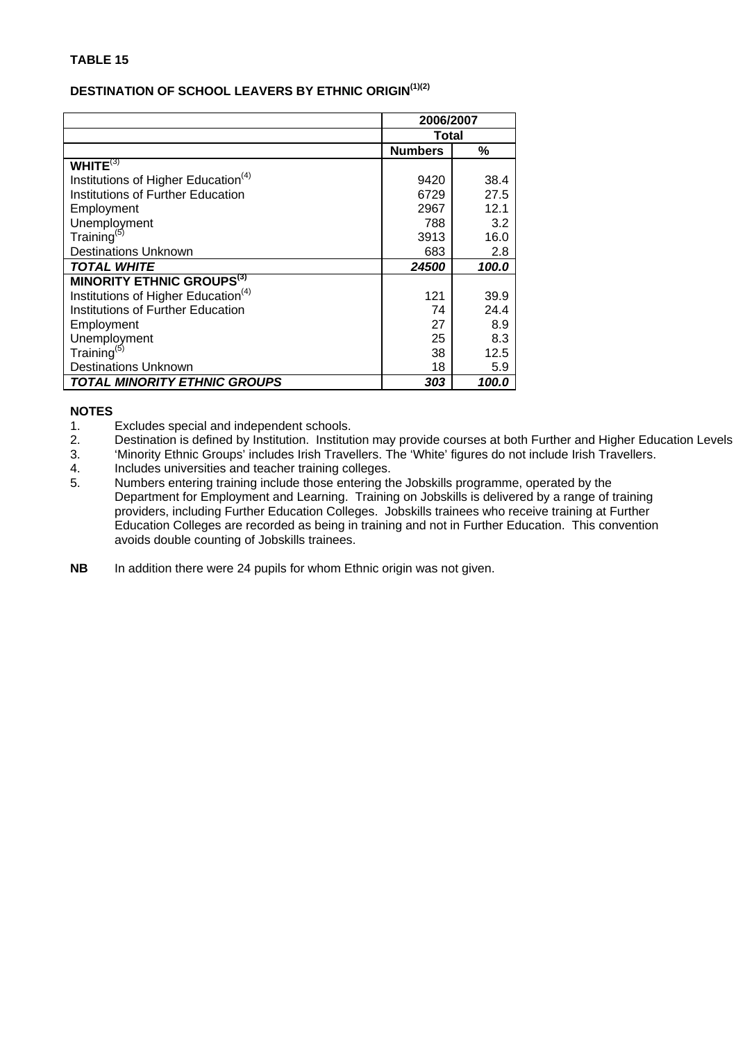**TABLE 15**

**DESTINATION OF SCHOOL LEAVERS BY ETHNIC ORIGIN[(1)(2)]**

| | 2006/2007 | |
|---|---|---|
| | Total | |
| | **Numbers** | **%** |
| **WHITE[(3)]** | | |
| Institutions of Higher Education[(4)] | 9420 | 38.4 |
| Institutions of Further Education | 6729 | 27.5 |
| Employment | 2967 | 12.1 |
| Unemployment | 788 | 3.2 |
| Training[(5)] | 3913 | 16.0 |
| Destinations Unknown | 683 | 2.8 |
| ***TOTAL WHITE*** | ***24500*** | ***100.0*** |
| **MINORITY ETHNIC GROUPS[(3)]** | | |
| Institutions of Higher Education[(4)] | 121 | 39.9 |
| Institutions of Further Education | 74 | 24.4 |
| Employment | 27 | 8.9 |
| Unemployment | 25 | 8.3 |
| Training[(5)] | 38 | 12.5 |
| Destinations Unknown | 18 | 5.9 |
| ***TOTAL MINORITY ETHNIC GROUPS*** | ***303*** | ***100.0*** |

**NOTES**

1. Excludes special and independent schools.
2. Destination is defined by Institution. Institution may provide courses at both Further and Higher Education Levels
3. 'Minority Ethnic Groups' includes Irish Travellers. The 'White' figures do not include Irish Travellers.
4. Includes universities and teacher training colleges.
5. Numbers entering training include those entering the Jobskills programme, operated by the Department for Employment and Learning. Training on Jobskills is delivered by a range of training providers, including Further Education Colleges. Jobskills trainees who receive training at Further Education Colleges are recorded as being in training and not in Further Education. This convention avoids double counting of Jobskills trainees.

**NB** In addition there were 24 pupils for whom Ethnic origin was not given.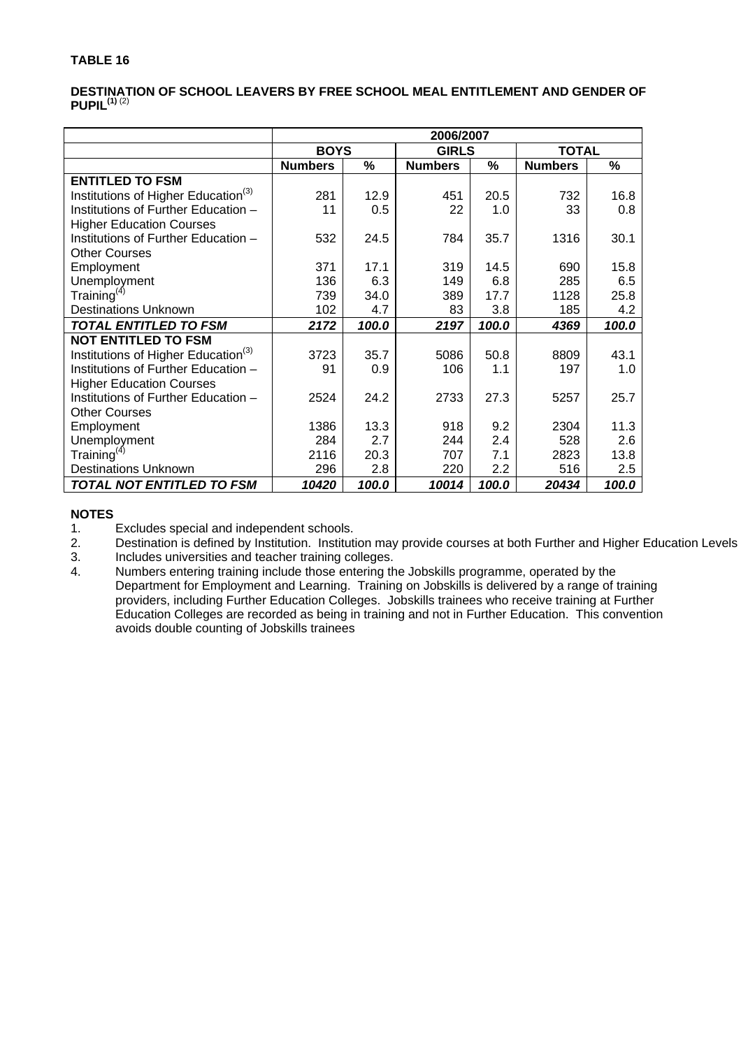**TABLE 16**

**DESTINATION OF SCHOOL LEAVERS BY FREE SCHOOL MEAL ENTITLEMENT AND GENDER OF PUPIL[(1)] [(2)]**

| | 2006/2007 | | | | | |
|---|---|---|---|---|---|---|
| | **BOYS** | | **GIRLS** | | **TOTAL** | |
| | **Numbers** | **%** | **Numbers** | **%** | **Numbers** | **%** |
| **ENTITLED TO FSM** | | | | | | |
| Institutions of Higher Education[(3)] | 281 | 12.9 | 451 | 20.5 | 732 | 16.8 |
| Institutions of Further Education – Higher Education Courses | 11 | 0.5 | 22 | 1.0 | 33 | 0.8 |
| Institutions of Further Education – Other Courses | 532 | 24.5 | 784 | 35.7 | 1316 | 30.1 |
| Employment | 371 | 17.1 | 319 | 14.5 | 690 | 15.8 |
| Unemployment | 136 | 6.3 | 149 | 6.8 | 285 | 6.5 |
| Training[(4)] | 739 | 34.0 | 389 | 17.7 | 1128 | 25.8 |
| Destinations Unknown | 102 | 4.7 | 83 | 3.8 | 185 | 4.2 |
| ***TOTAL ENTITLED TO FSM*** | ***2172*** | ***100.0*** | ***2197*** | ***100.0*** | ***4369*** | ***100.0*** |
| **NOT ENTITLED TO FSM** | | | | | | |
| Institutions of Higher Education[(3)] | 3723 | 35.7 | 5086 | 50.8 | 8809 | 43.1 |
| Institutions of Further Education – Higher Education Courses | 91 | 0.9 | 106 | 1.1 | 197 | 1.0 |
| Institutions of Further Education – Other Courses | 2524 | 24.2 | 2733 | 27.3 | 5257 | 25.7 |
| Employment | 1386 | 13.3 | 918 | 9.2 | 2304 | 11.3 |
| Unemployment | 284 | 2.7 | 244 | 2.4 | 528 | 2.6 |
| Training[(4)] | 2116 | 20.3 | 707 | 7.1 | 2823 | 13.8 |
| Destinations Unknown | 296 | 2.8 | 220 | 2.2 | 516 | 2.5 |
| ***TOTAL NOT ENTITLED TO FSM*** | ***10420*** | ***100.0*** | ***10014*** | ***100.0*** | ***20434*** | ***100.0*** |

**NOTES**

1. Excludes special and independent schools.
2. Destination is defined by Institution. Institution may provide courses at both Further and Higher Education Levels
3. Includes universities and teacher training colleges.
4. Numbers entering training include those entering the Jobskills programme, operated by the Department for Employment and Learning. Training on Jobskills is delivered by a range of training providers, including Further Education Colleges. Jobskills trainees who receive training at Further Education Colleges are recorded as being in training and not in Further Education. This convention avoids double counting of Jobskills trainees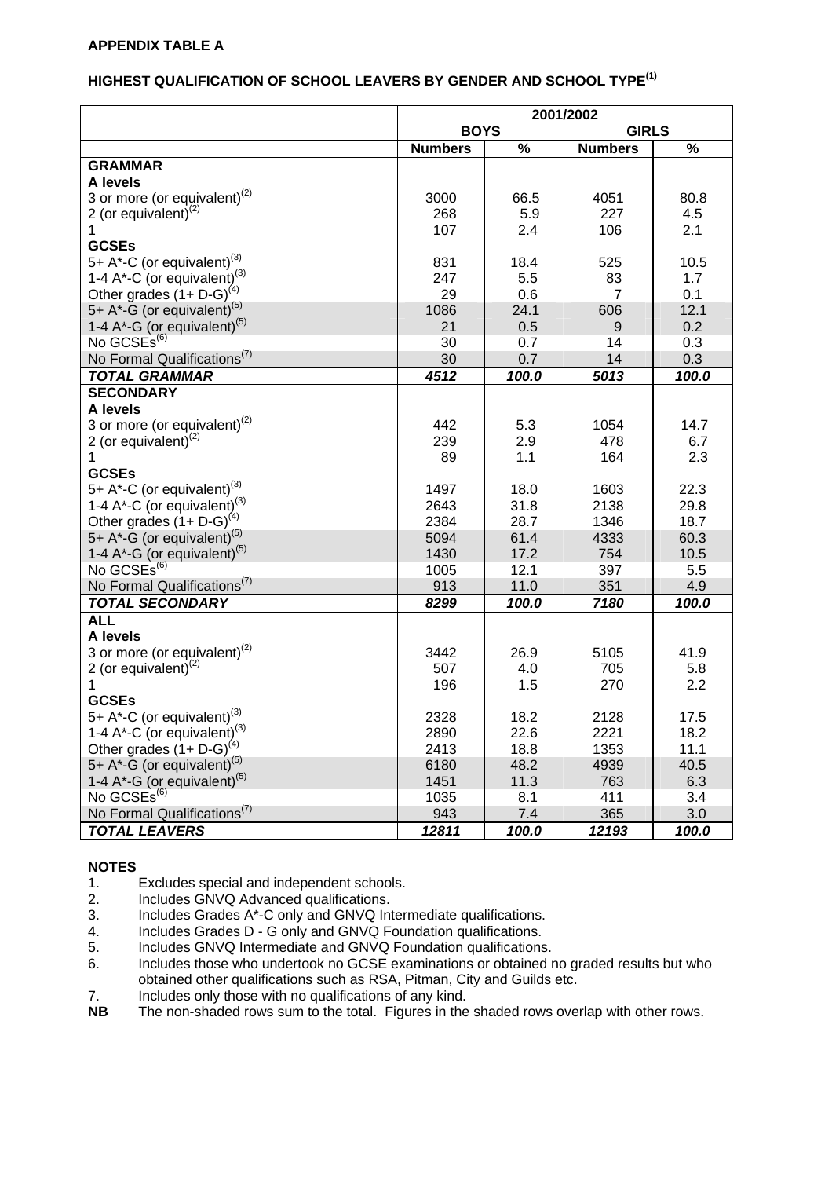**APPENDIX TABLE A**

**HIGHEST QUALIFICATION OF SCHOOL LEAVERS BY GENDER AND SCHOOL TYPE[1]**

| | 2001/2002 | | | |
|---|---|---|---|---|
| | **BOYS** | | **GIRLS** | |
| | **Numbers** | **%** | **Numbers** | **%** |
| **GRAMMAR** | | | | |
| **A levels** | | | | |
| 3 or more (or equivalent)[2] | 3000 | 66.5 | 4051 | 80.8 |
| 2 (or equivalent)[2] | 268 | 5.9 | 227 | 4.5 |
| 1 | 107 | 2.4 | 106 | 2.1 |
| **GCSEs** | | | | |
| 5+ A*-C (or equivalent)[3] | 831 | 18.4 | 525 | 10.5 |
| 1-4 A*-C (or equivalent)[3] | 247 | 5.5 | 83 | 1.7 |
| Other grades (1+ D-G)[4] | 29 | 0.6 | 7 | 0.1 |
| 5+ A*-G (or equivalent)[5] | 1086 | 24.1 | 606 | 12.1 |
| 1-4 A*-G (or equivalent)[5] | 21 | 0.5 | 9 | 0.2 |
| No GCSEs[6] | 30 | 0.7 | 14 | 0.3 |
| No Formal Qualifications[7] | 30 | 0.7 | 14 | 0.3 |
| ***TOTAL GRAMMAR*** | ***4512*** | ***100.0*** | ***5013*** | ***100.0*** |
| **SECONDARY** | | | | |
| **A levels** | | | | |
| 3 or more (or equivalent)[2] | 442 | 5.3 | 1054 | 14.7 |
| 2 (or equivalent)[2] | 239 | 2.9 | 478 | 6.7 |
| 1 | 89 | 1.1 | 164 | 2.3 |
| **GCSEs** | | | | |
| 5+ A*-C (or equivalent)[3] | 1497 | 18.0 | 1603 | 22.3 |
| 1-4 A*-C (or equivalent)[3] | 2643 | 31.8 | 2138 | 29.8 |
| Other grades (1+ D-G)[4] | 2384 | 28.7 | 1346 | 18.7 |
| 5+ A*-G (or equivalent)[5] | 5094 | 61.4 | 4333 | 60.3 |
| 1-4 A*-G (or equivalent)[5] | 1430 | 17.2 | 754 | 10.5 |
| No GCSEs[6] | 1005 | 12.1 | 397 | 5.5 |
| No Formal Qualifications[7] | 913 | 11.0 | 351 | 4.9 |
| ***TOTAL SECONDARY*** | ***8299*** | ***100.0*** | ***7180*** | ***100.0*** |
| **ALL** | | | | |
| **A levels** | | | | |
| 3 or more (or equivalent)[2] | 3442 | 26.9 | 5105 | 41.9 |
| 2 (or equivalent)[2] | 507 | 4.0 | 705 | 5.8 |
| 1 | 196 | 1.5 | 270 | 2.2 |
| **GCSEs** | | | | |
| 5+ A*-C (or equivalent)[3] | 2328 | 18.2 | 2128 | 17.5 |
| 1-4 A*-C (or equivalent)[3] | 2890 | 22.6 | 2221 | 18.2 |
| Other grades (1+ D-G)[4] | 2413 | 18.8 | 1353 | 11.1 |
| 5+ A*-G (or equivalent)[5] | 6180 | 48.2 | 4939 | 40.5 |
| 1-4 A*-G (or equivalent)[5] | 1451 | 11.3 | 763 | 6.3 |
| No GCSEs[6] | 1035 | 8.1 | 411 | 3.4 |
| No Formal Qualifications[7] | 943 | 7.4 | 365 | 3.0 |
| ***TOTAL LEAVERS*** | ***12811*** | ***100.0*** | ***12193*** | ***100.0*** |

**NOTES**

1. Excludes special and independent schools.
2. Includes GNVQ Advanced qualifications.
3. Includes Grades A*-C only and GNVQ Intermediate qualifications.
4. Includes Grades D - G only and GNVQ Foundation qualifications.
5. Includes GNVQ Intermediate and GNVQ Foundation qualifications.
6. Includes those who undertook no GCSE examinations or obtained no graded results but who obtained other qualifications such as RSA, Pitman, City and Guilds etc.
7. Includes only those with no qualifications of any kind.

**NB** The non-shaded rows sum to the total. Figures in the shaded rows overlap with other rows.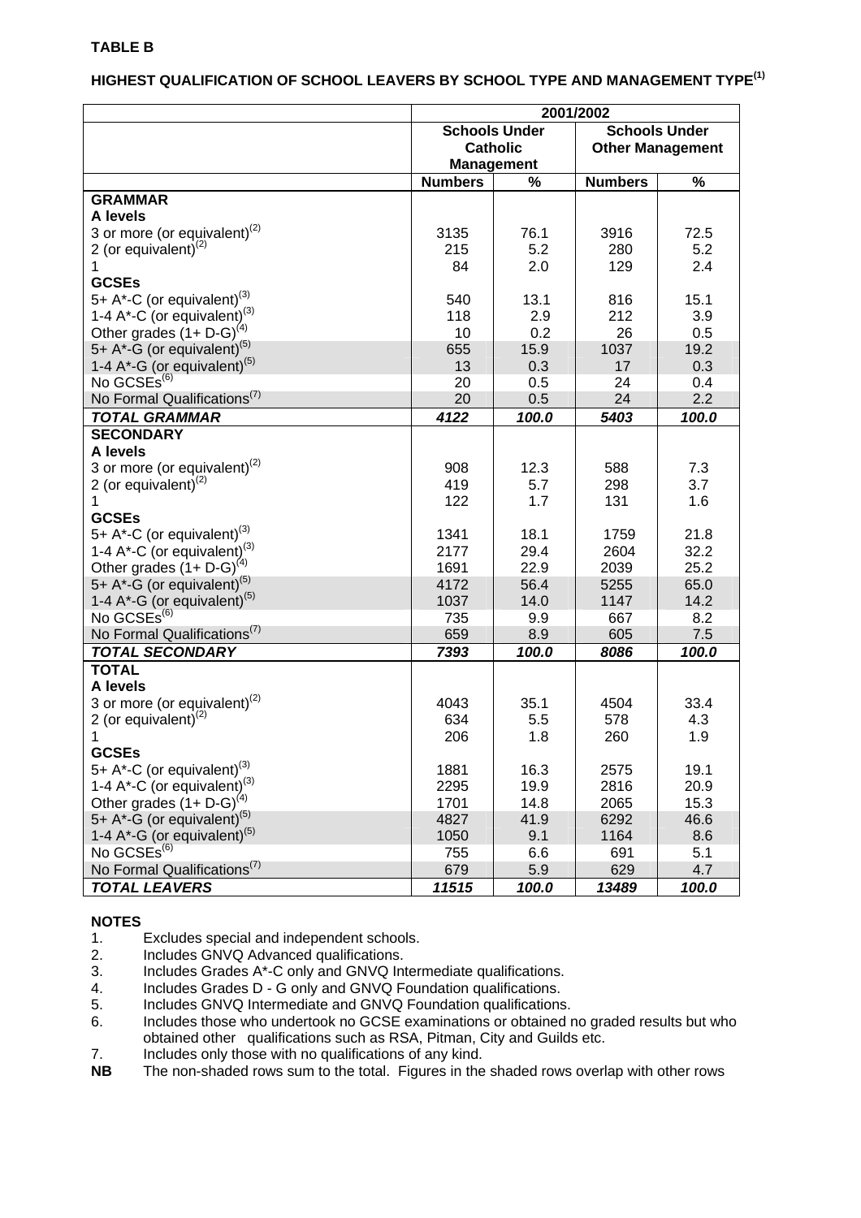**TABLE B**

**HIGHEST QUALIFICATION OF SCHOOL LEAVERS BY SCHOOL TYPE AND MANAGEMENT TYPE(1)**

| | 2001/2002 | | | |
|---|---|---|---|---|
| | Schools Under Catholic Management | | Schools Under Other Management | |
| | **Numbers** | **%** | **Numbers** | **%** |
| **GRAMMAR** | | | | |
| **A levels** | | | | |
| 3 or more (or equivalent)(2) | 3135 | 76.1 | 3916 | 72.5 |
| 2 (or equivalent)(2) | 215 | 5.2 | 280 | 5.2 |
| 1 | 84 | 2.0 | 129 | 2.4 |
| **GCSEs** | | | | |
| 5+ A*-C (or equivalent)(3) | 540 | 13.1 | 816 | 15.1 |
| 1-4 A*-C (or equivalent)(3) | 118 | 2.9 | 212 | 3.9 |
| Other grades (1+ D-G)(4) | 10 | 0.2 | 26 | 0.5 |
| 5+ A*-G (or equivalent)(5) | 655 | 15.9 | 1037 | 19.2 |
| 1-4 A*-G (or equivalent)(5) | 13 | 0.3 | 17 | 0.3 |
| No GCSEs(6) | 20 | 0.5 | 24 | 0.4 |
| No Formal Qualifications(7) | 20 | 0.5 | 24 | 2.2 |
| ***TOTAL GRAMMAR*** | ***4122*** | ***100.0*** | ***5403*** | ***100.0*** |
| **SECONDARY** | | | | |
| **A levels** | | | | |
| 3 or more (or equivalent)(2) | 908 | 12.3 | 588 | 7.3 |
| 2 (or equivalent)(2) | 419 | 5.7 | 298 | 3.7 |
| 1 | 122 | 1.7 | 131 | 1.6 |
| **GCSEs** | | | | |
| 5+ A*-C (or equivalent)(3) | 1341 | 18.1 | 1759 | 21.8 |
| 1-4 A*-C (or equivalent)(3) | 2177 | 29.4 | 2604 | 32.2 |
| Other grades (1+ D-G)(4) | 1691 | 22.9 | 2039 | 25.2 |
| 5+ A*-G (or equivalent)(5) | 4172 | 56.4 | 5255 | 65.0 |
| 1-4 A*-G (or equivalent)(5) | 1037 | 14.0 | 1147 | 14.2 |
| No GCSEs(6) | 735 | 9.9 | 667 | 8.2 |
| No Formal Qualifications(7) | 659 | 8.9 | 605 | 7.5 |
| ***TOTAL SECONDARY*** | ***7393*** | ***100.0*** | ***8086*** | ***100.0*** |
| **TOTAL** | | | | |
| **A levels** | | | | |
| 3 or more (or equivalent)(2) | 4043 | 35.1 | 4504 | 33.4 |
| 2 (or equivalent)(2) | 634 | 5.5 | 578 | 4.3 |
| 1 | 206 | 1.8 | 260 | 1.9 |
| **GCSEs** | | | | |
| 5+ A*-C (or equivalent)(3) | 1881 | 16.3 | 2575 | 19.1 |
| 1-4 A*-C (or equivalent)(3) | 2295 | 19.9 | 2816 | 20.9 |
| Other grades (1+ D-G)(4) | 1701 | 14.8 | 2065 | 15.3 |
| 5+ A*-G (or equivalent)(5) | 4827 | 41.9 | 6292 | 46.6 |
| 1-4 A*-G (or equivalent)(5) | 1050 | 9.1 | 1164 | 8.6 |
| No GCSEs(6) | 755 | 6.6 | 691 | 5.1 |
| No Formal Qualifications(7) | 679 | 5.9 | 629 | 4.7 |
| ***TOTAL LEAVERS*** | ***11515*** | ***100.0*** | ***13489*** | ***100.0*** |

**NOTES**

1. Excludes special and independent schools.
2. Includes GNVQ Advanced qualifications.
3. Includes Grades A*-C only and GNVQ Intermediate qualifications.
4. Includes Grades D - G only and GNVQ Foundation qualifications.
5. Includes GNVQ Intermediate and GNVQ Foundation qualifications.
6. Includes those who undertook no GCSE examinations or obtained no graded results but who obtained other qualifications such as RSA, Pitman, City and Guilds etc.
7. Includes only those with no qualifications of any kind.

**NB** The non-shaded rows sum to the total. Figures in the shaded rows overlap with other rows